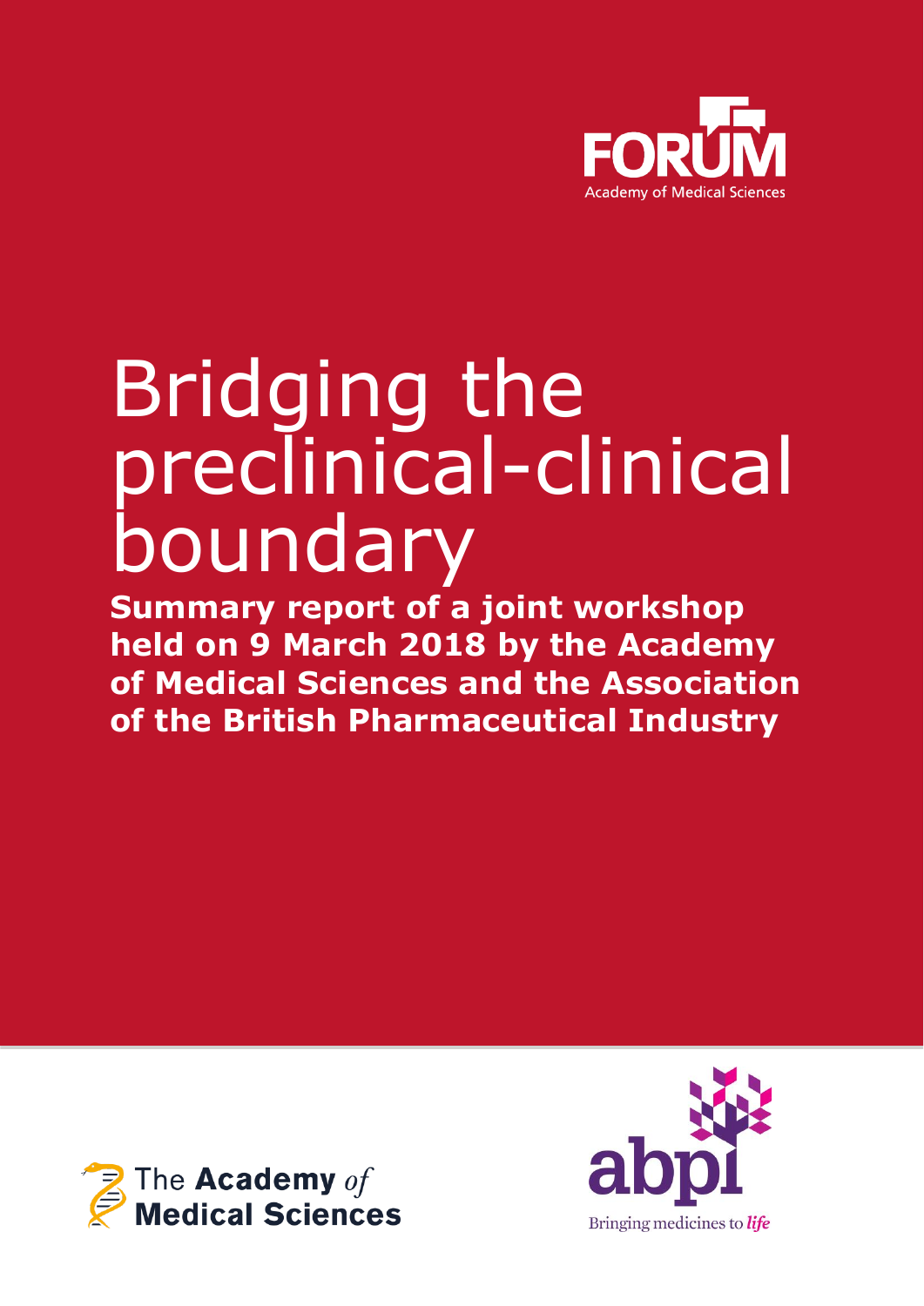FORUM

Academy of Medical Sciences

# Bridging the preclinical-clinical boundary

**Summary report of a joint workshop held on 9 March 2018 by the Academy of Medical Sciences and the Association of the British Pharmaceutical Industry**

The **Academy** *of* **Medical Sciences**

abpi

Bringing medicines to *life*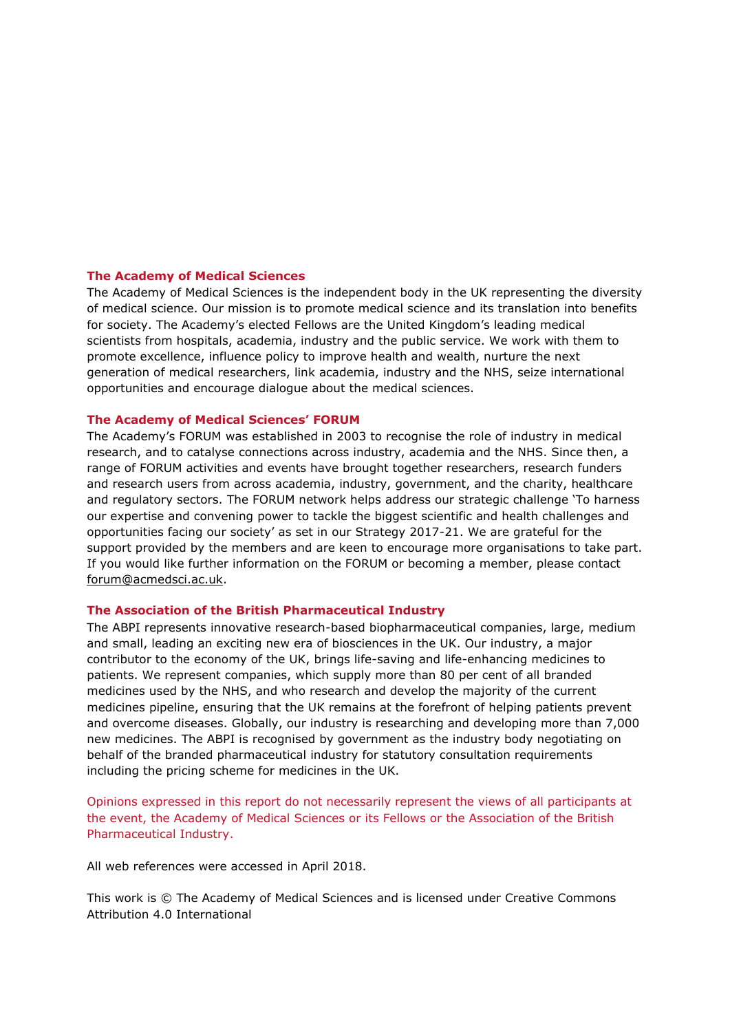### The Academy of Medical Sciences

The Academy of Medical Sciences is the independent body in the UK representing the diversity of medical science. Our mission is to promote medical science and its translation into benefits for society. The Academy's elected Fellows are the United Kingdom's leading medical scientists from hospitals, academia, industry and the public service. We work with them to promote excellence, influence policy to improve health and wealth, nurture the next generation of medical researchers, link academia, industry and the NHS, seize international opportunities and encourage dialogue about the medical sciences.

### The Academy of Medical Sciences' FORUM

The Academy's FORUM was established in 2003 to recognise the role of industry in medical research, and to catalyse connections across industry, academia and the NHS. Since then, a range of FORUM activities and events have brought together researchers, research funders and research users from across academia, industry, government, and the charity, healthcare and regulatory sectors. The FORUM network helps address our strategic challenge 'To harness our expertise and convening power to tackle the biggest scientific and health challenges and opportunities facing our society' as set in our Strategy 2017-21. We are grateful for the support provided by the members and are keen to encourage more organisations to take part. If you would like further information on the FORUM or becoming a member, please contact forum@acmedsci.ac.uk.

### The Association of the British Pharmaceutical Industry

The ABPI represents innovative research-based biopharmaceutical companies, large, medium and small, leading an exciting new era of biosciences in the UK. Our industry, a major contributor to the economy of the UK, brings life-saving and life-enhancing medicines to patients. We represent companies, which supply more than 80 per cent of all branded medicines used by the NHS, and who research and develop the majority of the current medicines pipeline, ensuring that the UK remains at the forefront of helping patients prevent and overcome diseases. Globally, our industry is researching and developing more than 7,000 new medicines. The ABPI is recognised by government as the industry body negotiating on behalf of the branded pharmaceutical industry for statutory consultation requirements including the pricing scheme for medicines in the UK.

Opinions expressed in this report do not necessarily represent the views of all participants at the event, the Academy of Medical Sciences or its Fellows or the Association of the British Pharmaceutical Industry.

All web references were accessed in April 2018.

This work is © The Academy of Medical Sciences and is licensed under Creative Commons Attribution 4.0 International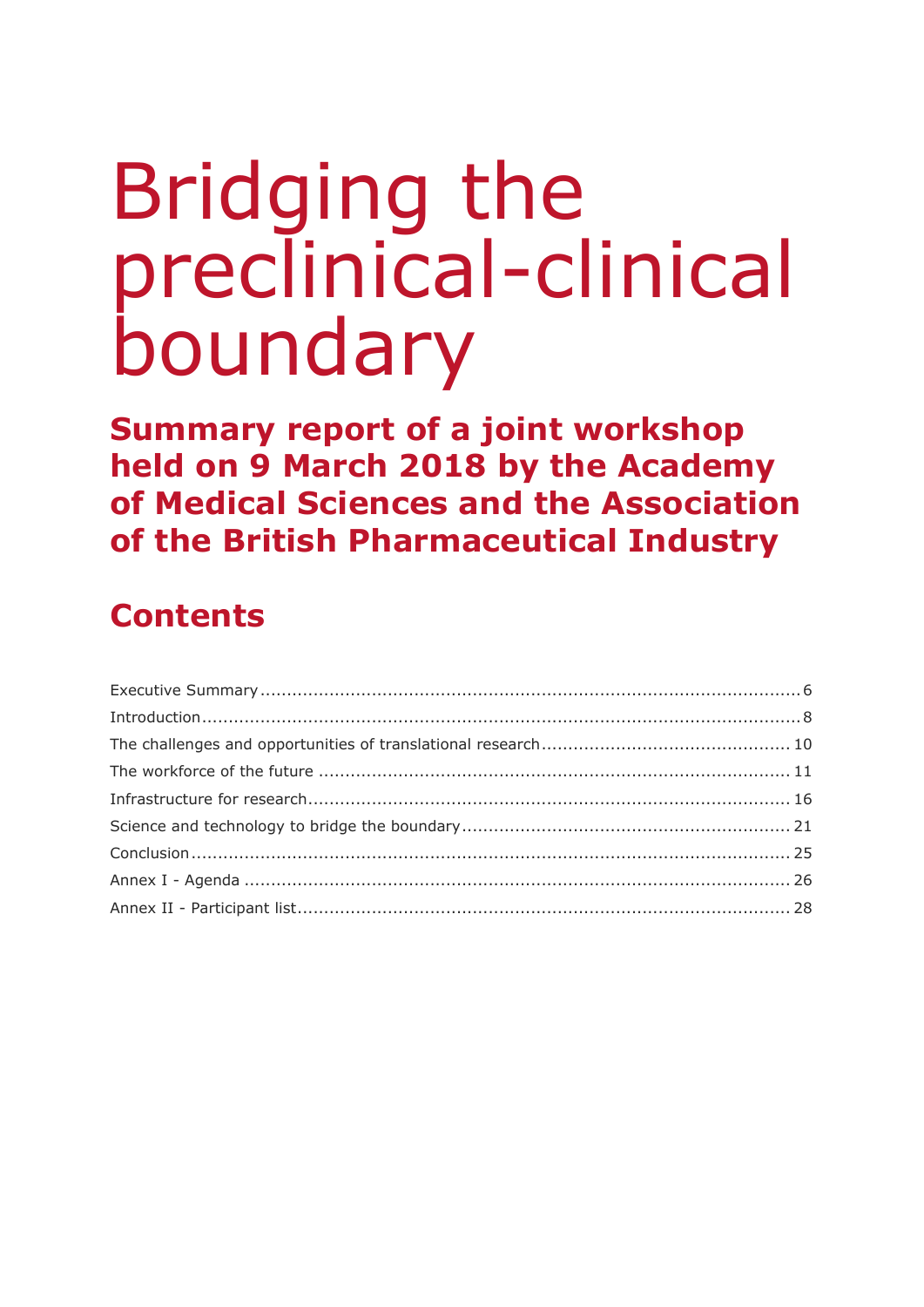# Bridging the preclinical-clinical boundary

## Summary report of a joint workshop held on 9 March 2018 by the Academy of Medical Sciences and the Association of the British Pharmaceutical Industry

## Contents

Executive Summary .......... 6
Introduction .......... 8
The challenges and opportunities of translational research .......... 10
The workforce of the future .......... 11
Infrastructure for research .......... 16
Science and technology to bridge the boundary .......... 21
Conclusion .......... 25
Annex I - Agenda .......... 26
Annex II - Participant list .......... 28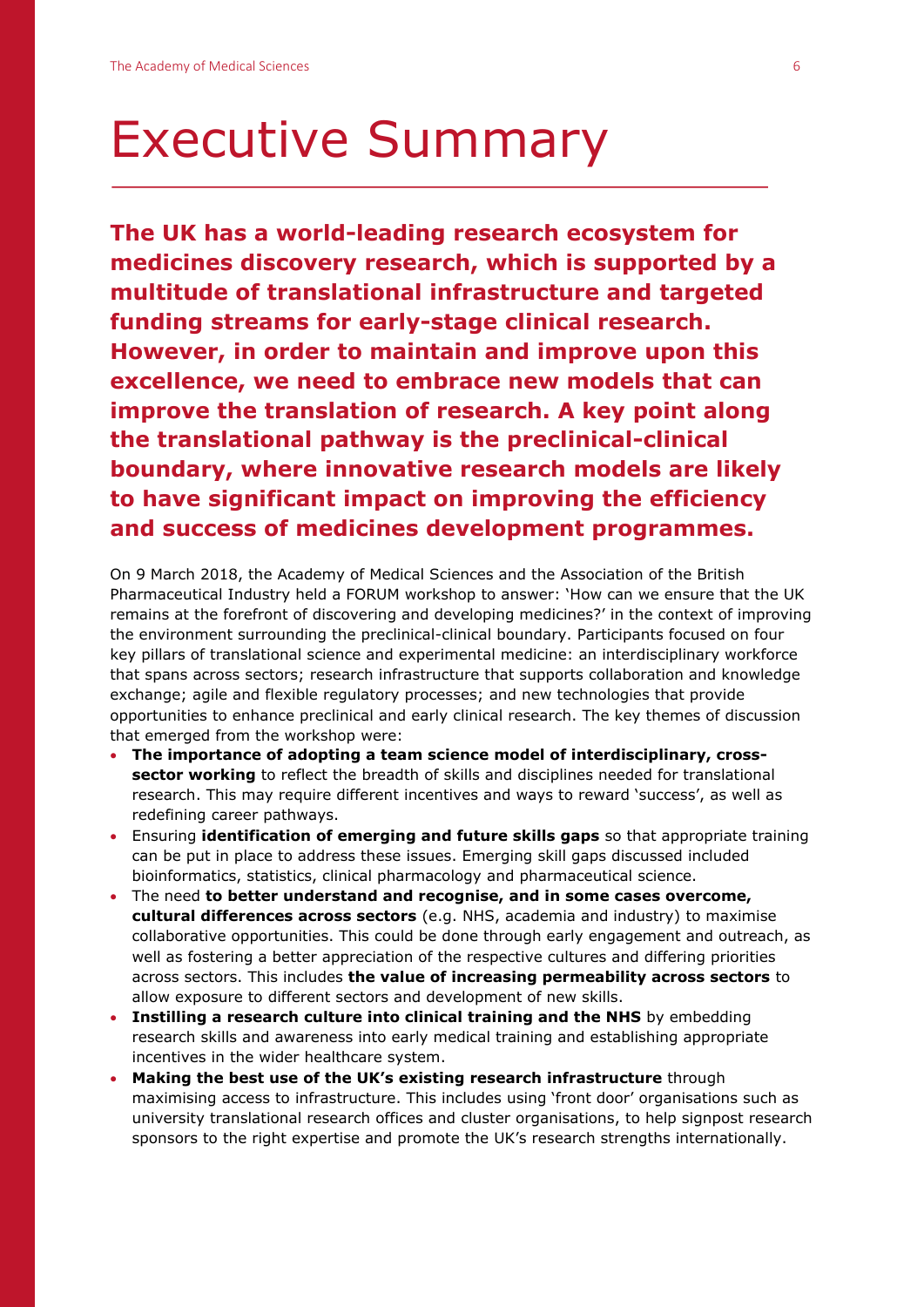# Executive Summary

**The UK has a world-leading research ecosystem for medicines discovery research, which is supported by a multitude of translational infrastructure and targeted funding streams for early-stage clinical research. However, in order to maintain and improve upon this excellence, we need to embrace new models that can improve the translation of research. A key point along the translational pathway is the preclinical-clinical boundary, where innovative research models are likely to have significant impact on improving the efficiency and success of medicines development programmes.**

On 9 March 2018, the Academy of Medical Sciences and the Association of the British Pharmaceutical Industry held a FORUM workshop to answer: 'How can we ensure that the UK remains at the forefront of discovering and developing medicines?' in the context of improving the environment surrounding the preclinical-clinical boundary. Participants focused on four key pillars of translational science and experimental medicine: an interdisciplinary workforce that spans across sectors; research infrastructure that supports collaboration and knowledge exchange; agile and flexible regulatory processes; and new technologies that provide opportunities to enhance preclinical and early clinical research. The key themes of discussion that emerged from the workshop were:

- **The importance of adopting a team science model of interdisciplinary, cross-sector working** to reflect the breadth of skills and disciplines needed for translational research. This may require different incentives and ways to reward 'success', as well as redefining career pathways.
- Ensuring **identification of emerging and future skills gaps** so that appropriate training can be put in place to address these issues. Emerging skill gaps discussed included bioinformatics, statistics, clinical pharmacology and pharmaceutical science.
- The need **to better understand and recognise, and in some cases overcome, cultural differences across sectors** (e.g. NHS, academia and industry) to maximise collaborative opportunities. This could be done through early engagement and outreach, as well as fostering a better appreciation of the respective cultures and differing priorities across sectors. This includes **the value of increasing permeability across sectors** to allow exposure to different sectors and development of new skills.
- **Instilling a research culture into clinical training and the NHS** by embedding research skills and awareness into early medical training and establishing appropriate incentives in the wider healthcare system.
- **Making the best use of the UK's existing research infrastructure** through maximising access to infrastructure. This includes using 'front door' organisations such as university translational research offices and cluster organisations, to help signpost research sponsors to the right expertise and promote the UK's research strengths internationally.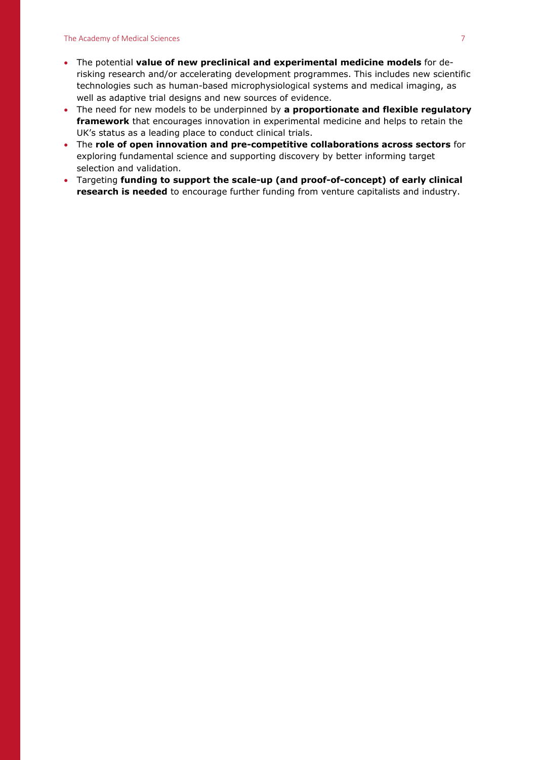- The potential **value of new preclinical and experimental medicine models** for de-risking research and/or accelerating development programmes. This includes new scientific technologies such as human-based microphysiological systems and medical imaging, as well as adaptive trial designs and new sources of evidence.
- The need for new models to be underpinned by **a proportionate and flexible regulatory framework** that encourages innovation in experimental medicine and helps to retain the UK's status as a leading place to conduct clinical trials.
- The **role of open innovation and pre-competitive collaborations across sectors** for exploring fundamental science and supporting discovery by better informing target selection and validation.
- Targeting **funding to support the scale-up (and proof-of-concept) of early clinical research is needed** to encourage further funding from venture capitalists and industry.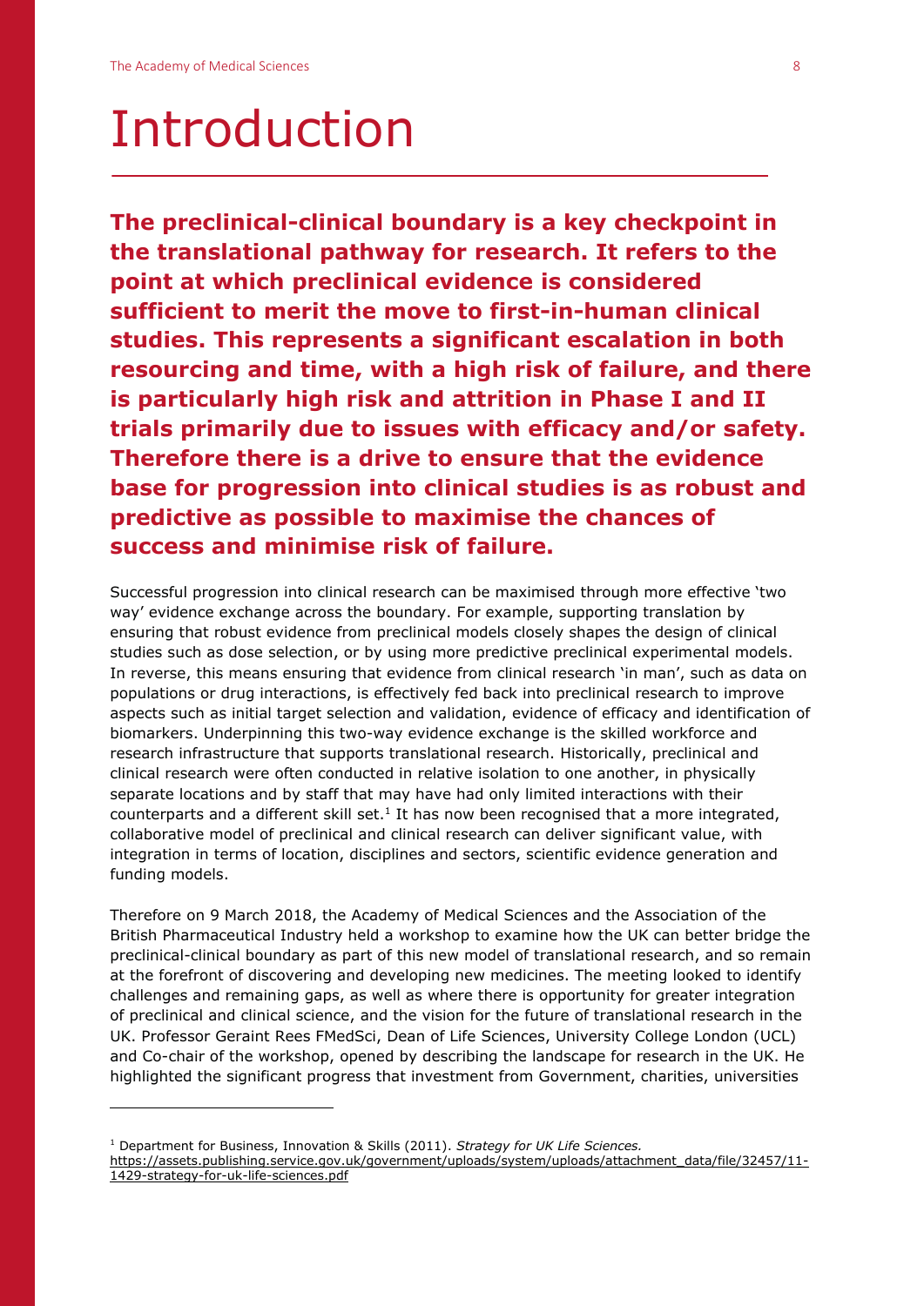# Introduction

**The preclinical-clinical boundary is a key checkpoint in the translational pathway for research. It refers to the point at which preclinical evidence is considered sufficient to merit the move to first-in-human clinical studies. This represents a significant escalation in both resourcing and time, with a high risk of failure, and there is particularly high risk and attrition in Phase I and II trials primarily due to issues with efficacy and/or safety. Therefore there is a drive to ensure that the evidence base for progression into clinical studies is as robust and predictive as possible to maximise the chances of success and minimise risk of failure.**

Successful progression into clinical research can be maximised through more effective 'two way' evidence exchange across the boundary. For example, supporting translation by ensuring that robust evidence from preclinical models closely shapes the design of clinical studies such as dose selection, or by using more predictive preclinical experimental models. In reverse, this means ensuring that evidence from clinical research 'in man', such as data on populations or drug interactions, is effectively fed back into preclinical research to improve aspects such as initial target selection and validation, evidence of efficacy and identification of biomarkers. Underpinning this two-way evidence exchange is the skilled workforce and research infrastructure that supports translational research. Historically, preclinical and clinical research were often conducted in relative isolation to one another, in physically separate locations and by staff that may have had only limited interactions with their counterparts and a different skill set.[1] It has now been recognised that a more integrated, collaborative model of preclinical and clinical research can deliver significant value, with integration in terms of location, disciplines and sectors, scientific evidence generation and funding models.

Therefore on 9 March 2018, the Academy of Medical Sciences and the Association of the British Pharmaceutical Industry held a workshop to examine how the UK can better bridge the preclinical-clinical boundary as part of this new model of translational research, and so remain at the forefront of discovering and developing new medicines. The meeting looked to identify challenges and remaining gaps, as well as where there is opportunity for greater integration of preclinical and clinical science, and the vision for the future of translational research in the UK. Professor Geraint Rees FMedSci, Dean of Life Sciences, University College London (UCL) and Co-chair of the workshop, opened by describing the landscape for research in the UK. He highlighted the significant progress that investment from Government, charities, universities

---

[1] Department for Business, Innovation & Skills (2011). *Strategy for UK Life Sciences.* https://assets.publishing.service.gov.uk/government/uploads/system/uploads/attachment_data/file/32457/11-1429-strategy-for-uk-life-sciences.pdf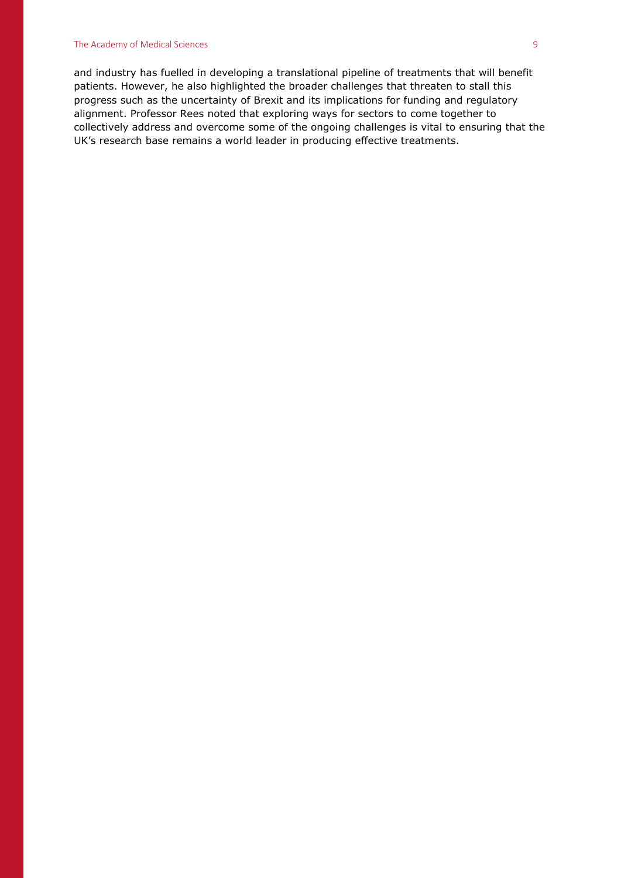and industry has fuelled in developing a translational pipeline of treatments that will benefit patients. However, he also highlighted the broader challenges that threaten to stall this progress such as the uncertainty of Brexit and its implications for funding and regulatory alignment. Professor Rees noted that exploring ways for sectors to come together to collectively address and overcome some of the ongoing challenges is vital to ensuring that the UK's research base remains a world leader in producing effective treatments.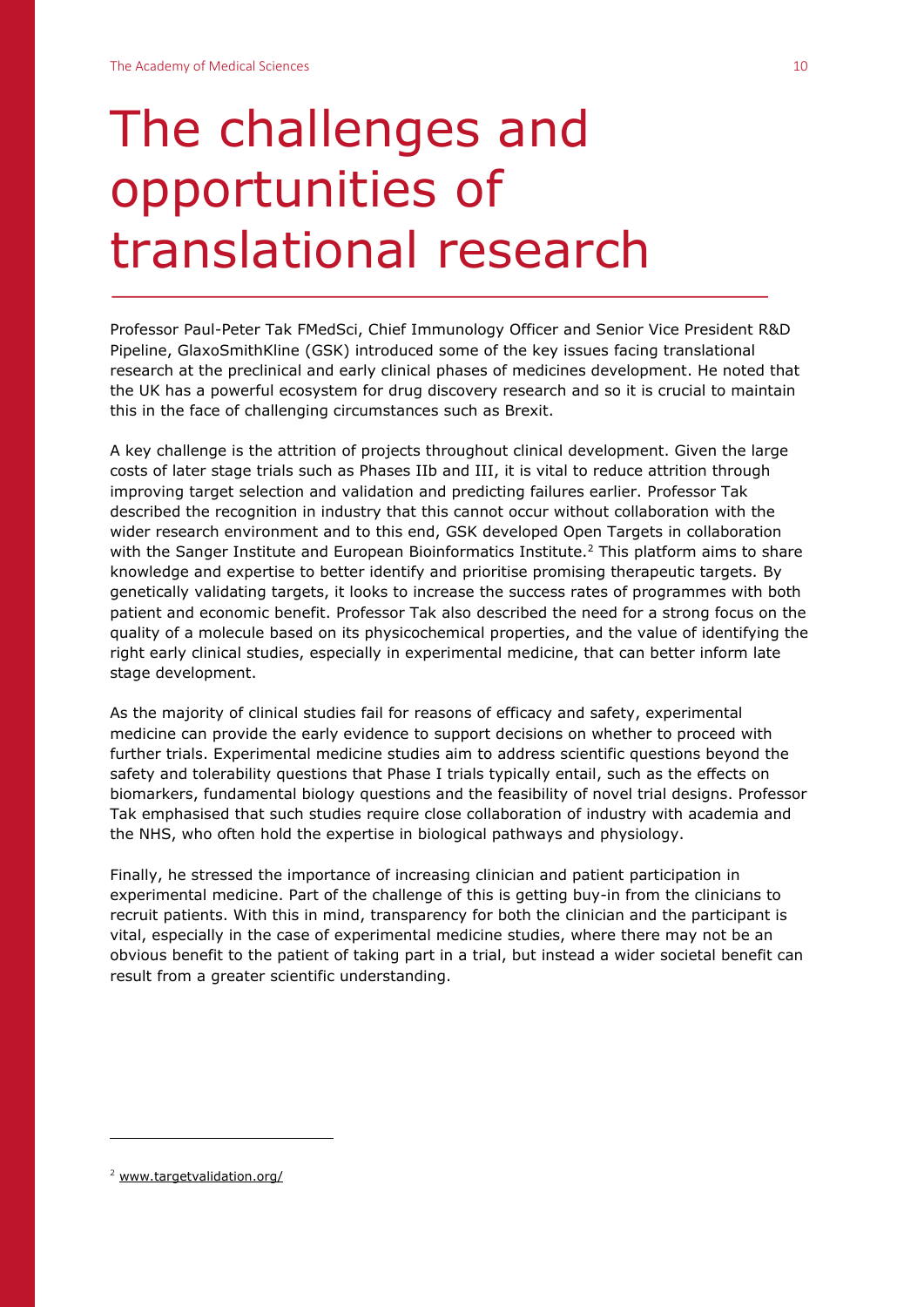# The challenges and opportunities of translational research

Professor Paul-Peter Tak FMedSci, Chief Immunology Officer and Senior Vice President R&D Pipeline, GlaxoSmithKline (GSK) introduced some of the key issues facing translational research at the preclinical and early clinical phases of medicines development. He noted that the UK has a powerful ecosystem for drug discovery research and so it is crucial to maintain this in the face of challenging circumstances such as Brexit.

A key challenge is the attrition of projects throughout clinical development. Given the large costs of later stage trials such as Phases IIb and III, it is vital to reduce attrition through improving target selection and validation and predicting failures earlier. Professor Tak described the recognition in industry that this cannot occur without collaboration with the wider research environment and to this end, GSK developed Open Targets in collaboration with the Sanger Institute and European Bioinformatics Institute.[2] This platform aims to share knowledge and expertise to better identify and prioritise promising therapeutic targets. By genetically validating targets, it looks to increase the success rates of programmes with both patient and economic benefit. Professor Tak also described the need for a strong focus on the quality of a molecule based on its physicochemical properties, and the value of identifying the right early clinical studies, especially in experimental medicine, that can better inform late stage development.

As the majority of clinical studies fail for reasons of efficacy and safety, experimental medicine can provide the early evidence to support decisions on whether to proceed with further trials. Experimental medicine studies aim to address scientific questions beyond the safety and tolerability questions that Phase I trials typically entail, such as the effects on biomarkers, fundamental biology questions and the feasibility of novel trial designs. Professor Tak emphasised that such studies require close collaboration of industry with academia and the NHS, who often hold the expertise in biological pathways and physiology.

Finally, he stressed the importance of increasing clinician and patient participation in experimental medicine. Part of the challenge of this is getting buy-in from the clinicians to recruit patients. With this in mind, transparency for both the clinician and the participant is vital, especially in the case of experimental medicine studies, where there may not be an obvious benefit to the patient of taking part in a trial, but instead a wider societal benefit can result from a greater scientific understanding.

[2] www.targetvalidation.org/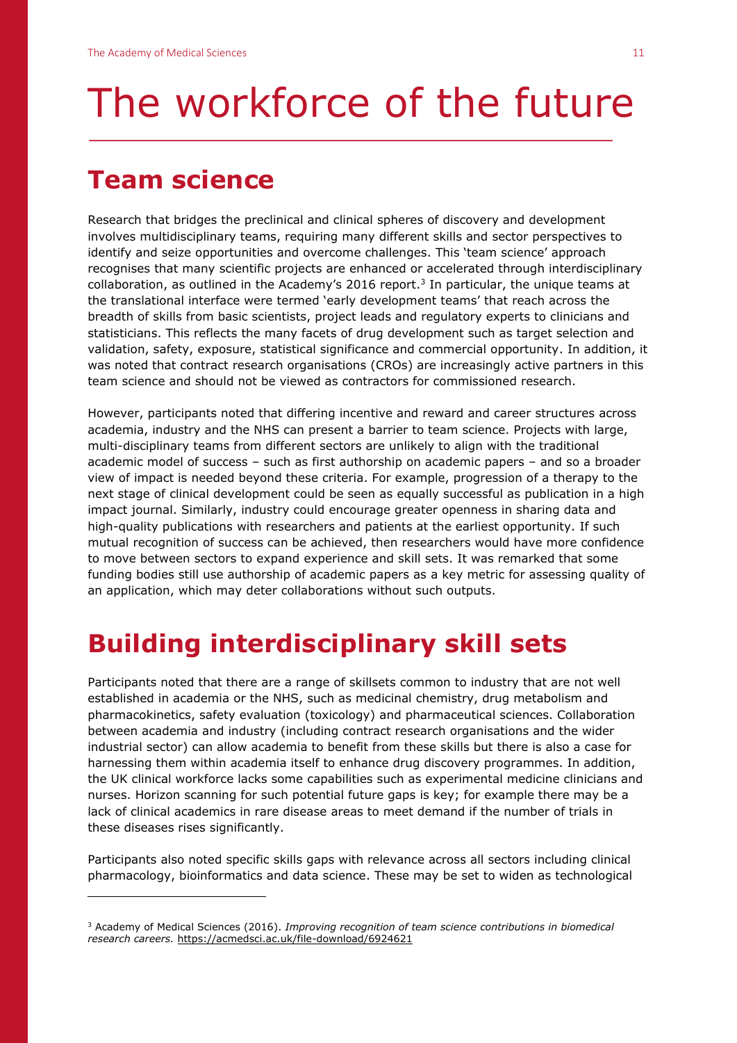# The workforce of the future

## Team science

Research that bridges the preclinical and clinical spheres of discovery and development involves multidisciplinary teams, requiring many different skills and sector perspectives to identify and seize opportunities and overcome challenges. This 'team science' approach recognises that many scientific projects are enhanced or accelerated through interdisciplinary collaboration, as outlined in the Academy's 2016 report.[3] In particular, the unique teams at the translational interface were termed 'early development teams' that reach across the breadth of skills from basic scientists, project leads and regulatory experts to clinicians and statisticians. This reflects the many facets of drug development such as target selection and validation, safety, exposure, statistical significance and commercial opportunity. In addition, it was noted that contract research organisations (CROs) are increasingly active partners in this team science and should not be viewed as contractors for commissioned research.

However, participants noted that differing incentive and reward and career structures across academia, industry and the NHS can present a barrier to team science. Projects with large, multi-disciplinary teams from different sectors are unlikely to align with the traditional academic model of success – such as first authorship on academic papers – and so a broader view of impact is needed beyond these criteria. For example, progression of a therapy to the next stage of clinical development could be seen as equally successful as publication in a high impact journal. Similarly, industry could encourage greater openness in sharing data and high-quality publications with researchers and patients at the earliest opportunity. If such mutual recognition of success can be achieved, then researchers would have more confidence to move between sectors to expand experience and skill sets. It was remarked that some funding bodies still use authorship of academic papers as a key metric for assessing quality of an application, which may deter collaborations without such outputs.

## Building interdisciplinary skill sets

Participants noted that there are a range of skillsets common to industry that are not well established in academia or the NHS, such as medicinal chemistry, drug metabolism and pharmacokinetics, safety evaluation (toxicology) and pharmaceutical sciences. Collaboration between academia and industry (including contract research organisations and the wider industrial sector) can allow academia to benefit from these skills but there is also a case for harnessing them within academia itself to enhance drug discovery programmes. In addition, the UK clinical workforce lacks some capabilities such as experimental medicine clinicians and nurses. Horizon scanning for such potential future gaps is key; for example there may be a lack of clinical academics in rare disease areas to meet demand if the number of trials in these diseases rises significantly.

Participants also noted specific skills gaps with relevance across all sectors including clinical pharmacology, bioinformatics and data science. These may be set to widen as technological

---

[3] Academy of Medical Sciences (2016). *Improving recognition of team science contributions in biomedical research careers.* https://acmedsci.ac.uk/file-download/6924621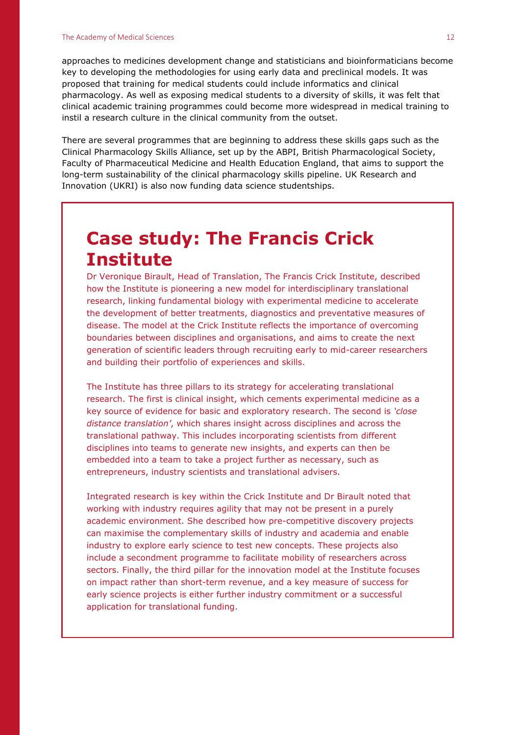approaches to medicines development change and statisticians and bioinformaticians become key to developing the methodologies for using early data and preclinical models. It was proposed that training for medical students could include informatics and clinical pharmacology. As well as exposing medical students to a diversity of skills, it was felt that clinical academic training programmes could become more widespread in medical training to instil a research culture in the clinical community from the outset.

There are several programmes that are beginning to address these skills gaps such as the Clinical Pharmacology Skills Alliance, set up by the ABPI, British Pharmacological Society, Faculty of Pharmaceutical Medicine and Health Education England, that aims to support the long-term sustainability of the clinical pharmacology skills pipeline. UK Research and Innovation (UKRI) is also now funding data science studentships.

## Case study: The Francis Crick Institute

Dr Veronique Birault, Head of Translation, The Francis Crick Institute, described how the Institute is pioneering a new model for interdisciplinary translational research, linking fundamental biology with experimental medicine to accelerate the development of better treatments, diagnostics and preventative measures of disease. The model at the Crick Institute reflects the importance of overcoming boundaries between disciplines and organisations, and aims to create the next generation of scientific leaders through recruiting early to mid-career researchers and building their portfolio of experiences and skills.

The Institute has three pillars to its strategy for accelerating translational research. The first is clinical insight, which cements experimental medicine as a key source of evidence for basic and exploratory research. The second is *'close distance translation'*, which shares insight across disciplines and across the translational pathway. This includes incorporating scientists from different disciplines into teams to generate new insights, and experts can then be embedded into a team to take a project further as necessary, such as entrepreneurs, industry scientists and translational advisers.

Integrated research is key within the Crick Institute and Dr Birault noted that working with industry requires agility that may not be present in a purely academic environment. She described how pre-competitive discovery projects can maximise the complementary skills of industry and academia and enable industry to explore early science to test new concepts. These projects also include a secondment programme to facilitate mobility of researchers across sectors. Finally, the third pillar for the innovation model at the Institute focuses on impact rather than short-term revenue, and a key measure of success for early science projects is either further industry commitment or a successful application for translational funding.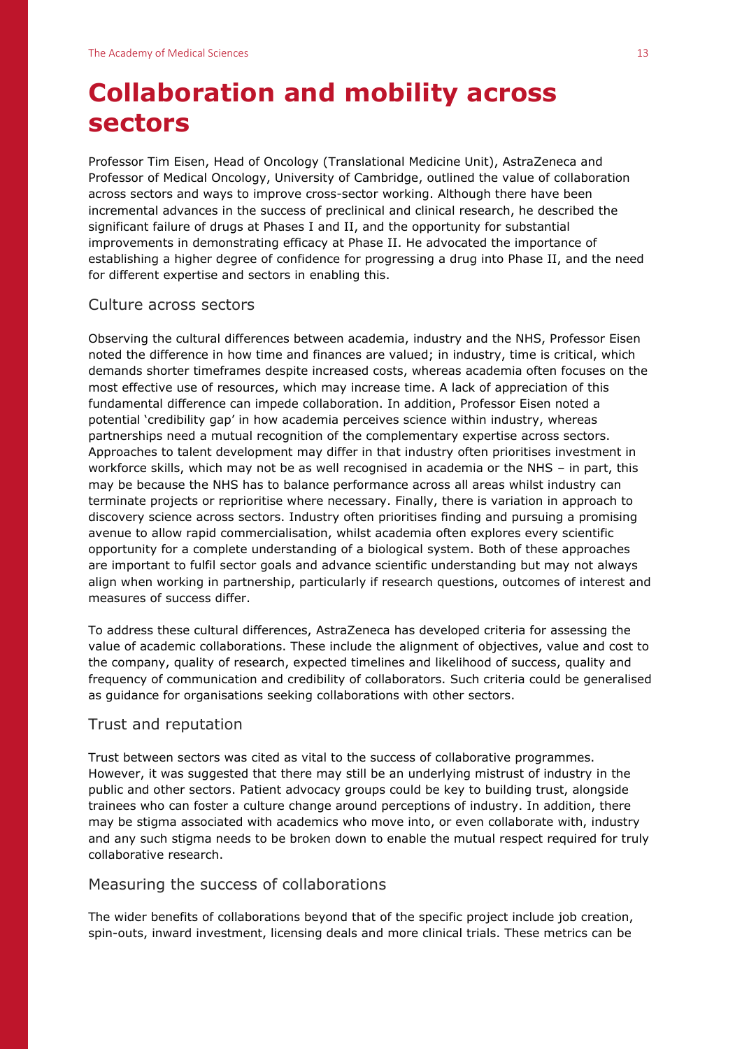# Collaboration and mobility across sectors

Professor Tim Eisen, Head of Oncology (Translational Medicine Unit), AstraZeneca and Professor of Medical Oncology, University of Cambridge, outlined the value of collaboration across sectors and ways to improve cross-sector working. Although there have been incremental advances in the success of preclinical and clinical research, he described the significant failure of drugs at Phases I and II, and the opportunity for substantial improvements in demonstrating efficacy at Phase II. He advocated the importance of establishing a higher degree of confidence for progressing a drug into Phase II, and the need for different expertise and sectors in enabling this.

## Culture across sectors

Observing the cultural differences between academia, industry and the NHS, Professor Eisen noted the difference in how time and finances are valued; in industry, time is critical, which demands shorter timeframes despite increased costs, whereas academia often focuses on the most effective use of resources, which may increase time. A lack of appreciation of this fundamental difference can impede collaboration. In addition, Professor Eisen noted a potential 'credibility gap' in how academia perceives science within industry, whereas partnerships need a mutual recognition of the complementary expertise across sectors. Approaches to talent development may differ in that industry often prioritises investment in workforce skills, which may not be as well recognised in academia or the NHS – in part, this may be because the NHS has to balance performance across all areas whilst industry can terminate projects or reprioritise where necessary. Finally, there is variation in approach to discovery science across sectors. Industry often prioritises finding and pursuing a promising avenue to allow rapid commercialisation, whilst academia often explores every scientific opportunity for a complete understanding of a biological system. Both of these approaches are important to fulfil sector goals and advance scientific understanding but may not always align when working in partnership, particularly if research questions, outcomes of interest and measures of success differ.

To address these cultural differences, AstraZeneca has developed criteria for assessing the value of academic collaborations. These include the alignment of objectives, value and cost to the company, quality of research, expected timelines and likelihood of success, quality and frequency of communication and credibility of collaborators. Such criteria could be generalised as guidance for organisations seeking collaborations with other sectors.

## Trust and reputation

Trust between sectors was cited as vital to the success of collaborative programmes. However, it was suggested that there may still be an underlying mistrust of industry in the public and other sectors. Patient advocacy groups could be key to building trust, alongside trainees who can foster a culture change around perceptions of industry. In addition, there may be stigma associated with academics who move into, or even collaborate with, industry and any such stigma needs to be broken down to enable the mutual respect required for truly collaborative research.

## Measuring the success of collaborations

The wider benefits of collaborations beyond that of the specific project include job creation, spin-outs, inward investment, licensing deals and more clinical trials. These metrics can be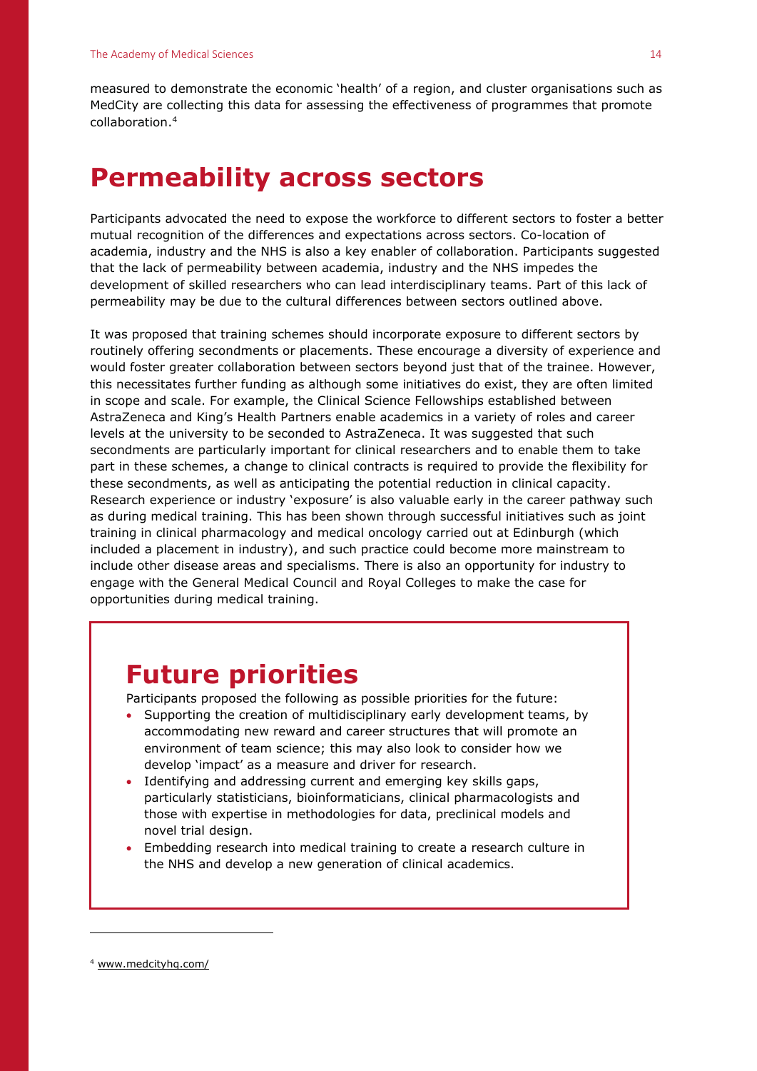measured to demonstrate the economic 'health' of a region, and cluster organisations such as MedCity are collecting this data for assessing the effectiveness of programmes that promote collaboration.[4]

# Permeability across sectors

Participants advocated the need to expose the workforce to different sectors to foster a better mutual recognition of the differences and expectations across sectors. Co-location of academia, industry and the NHS is also a key enabler of collaboration. Participants suggested that the lack of permeability between academia, industry and the NHS impedes the development of skilled researchers who can lead interdisciplinary teams. Part of this lack of permeability may be due to the cultural differences between sectors outlined above.

It was proposed that training schemes should incorporate exposure to different sectors by routinely offering secondments or placements. These encourage a diversity of experience and would foster greater collaboration between sectors beyond just that of the trainee. However, this necessitates further funding as although some initiatives do exist, they are often limited in scope and scale. For example, the Clinical Science Fellowships established between AstraZeneca and King's Health Partners enable academics in a variety of roles and career levels at the university to be seconded to AstraZeneca. It was suggested that such secondments are particularly important for clinical researchers and to enable them to take part in these schemes, a change to clinical contracts is required to provide the flexibility for these secondments, as well as anticipating the potential reduction in clinical capacity. Research experience or industry 'exposure' is also valuable early in the career pathway such as during medical training. This has been shown through successful initiatives such as joint training in clinical pharmacology and medical oncology carried out at Edinburgh (which included a placement in industry), and such practice could become more mainstream to include other disease areas and specialisms. There is also an opportunity for industry to engage with the General Medical Council and Royal Colleges to make the case for opportunities during medical training.

## Future priorities

Participants proposed the following as possible priorities for the future:

- Supporting the creation of multidisciplinary early development teams, by accommodating new reward and career structures that will promote an environment of team science; this may also look to consider how we develop 'impact' as a measure and driver for research.
- Identifying and addressing current and emerging key skills gaps, particularly statisticians, bioinformaticians, clinical pharmacologists and those with expertise in methodologies for data, preclinical models and novel trial design.
- Embedding research into medical training to create a research culture in the NHS and develop a new generation of clinical academics.

---

[4] www.medcityhq.com/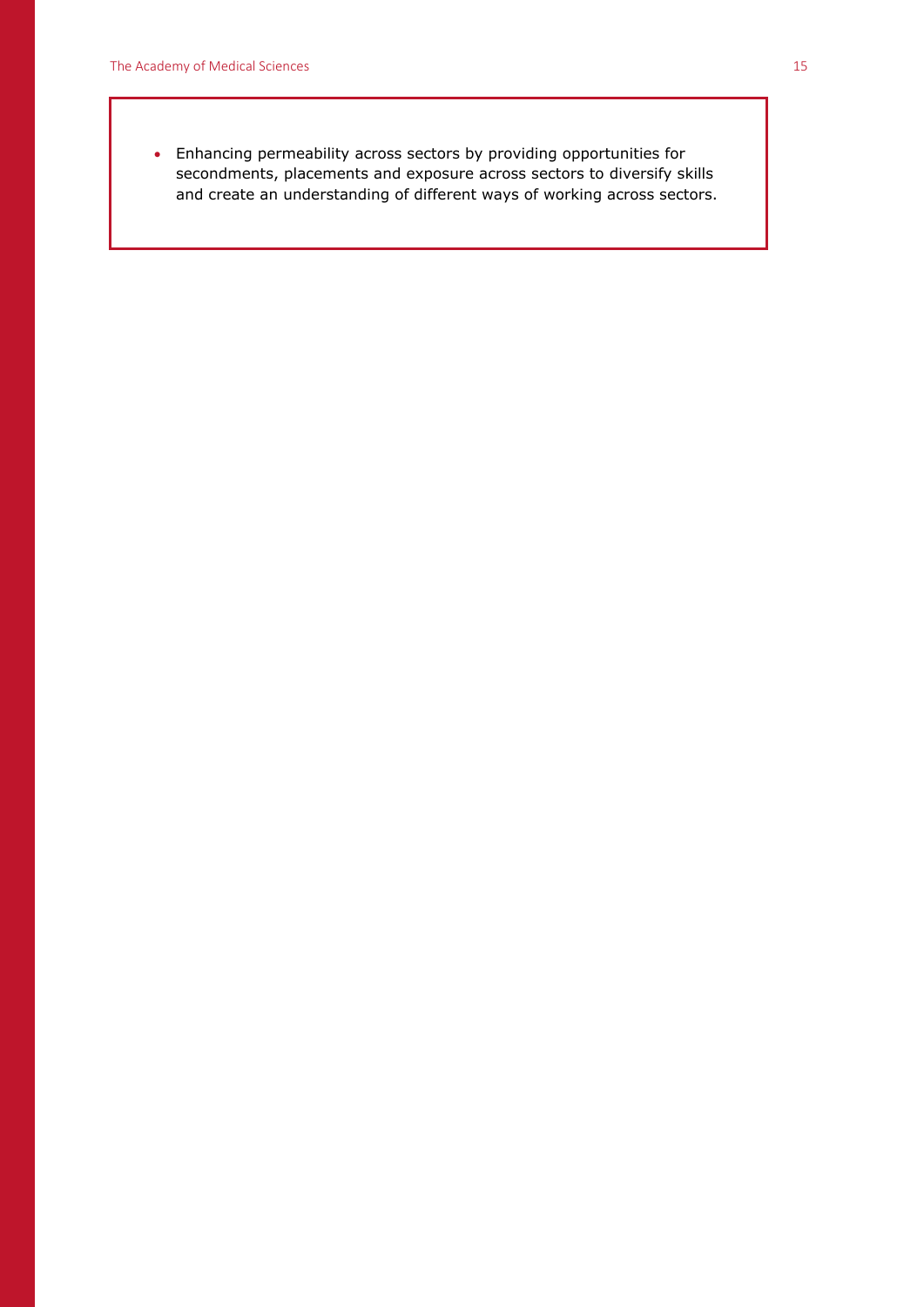- Enhancing permeability across sectors by providing opportunities for secondments, placements and exposure across sectors to diversify skills and create an understanding of different ways of working across sectors.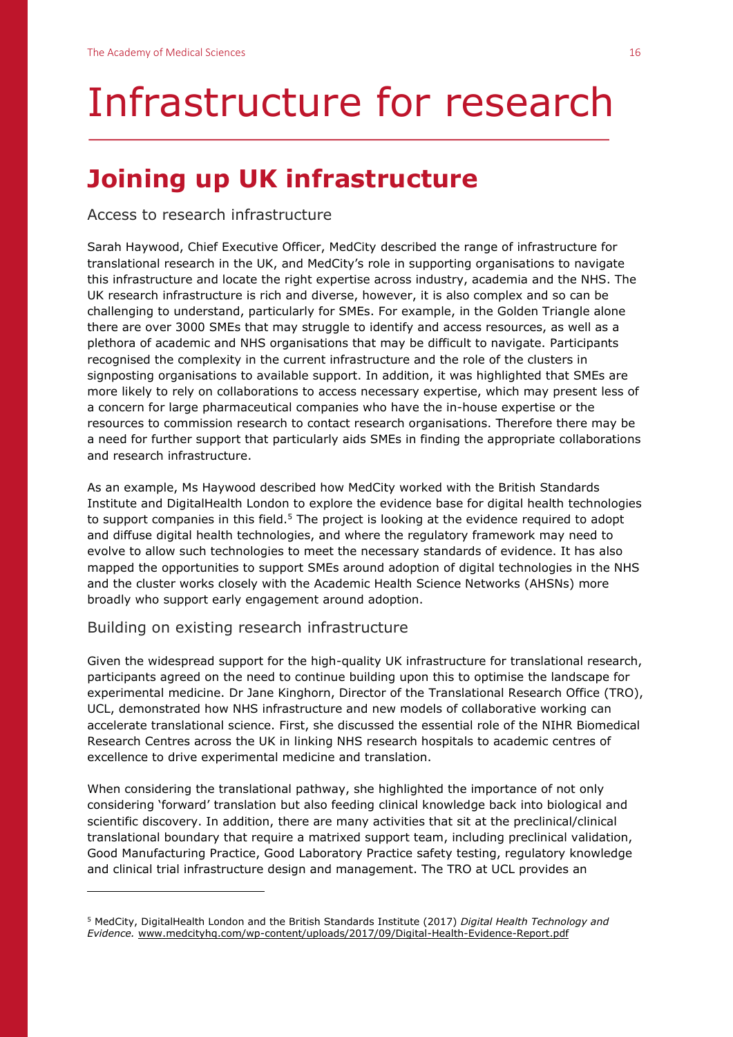# Infrastructure for research

## Joining up UK infrastructure

### Access to research infrastructure

Sarah Haywood, Chief Executive Officer, MedCity described the range of infrastructure for translational research in the UK, and MedCity's role in supporting organisations to navigate this infrastructure and locate the right expertise across industry, academia and the NHS. The UK research infrastructure is rich and diverse, however, it is also complex and so can be challenging to understand, particularly for SMEs. For example, in the Golden Triangle alone there are over 3000 SMEs that may struggle to identify and access resources, as well as a plethora of academic and NHS organisations that may be difficult to navigate. Participants recognised the complexity in the current infrastructure and the role of the clusters in signposting organisations to available support. In addition, it was highlighted that SMEs are more likely to rely on collaborations to access necessary expertise, which may present less of a concern for large pharmaceutical companies who have the in-house expertise or the resources to commission research to contact research organisations. Therefore there may be a need for further support that particularly aids SMEs in finding the appropriate collaborations and research infrastructure.

As an example, Ms Haywood described how MedCity worked with the British Standards Institute and DigitalHealth London to explore the evidence base for digital health technologies to support companies in this field.[5] The project is looking at the evidence required to adopt and diffuse digital health technologies, and where the regulatory framework may need to evolve to allow such technologies to meet the necessary standards of evidence. It has also mapped the opportunities to support SMEs around adoption of digital technologies in the NHS and the cluster works closely with the Academic Health Science Networks (AHSNs) more broadly who support early engagement around adoption.

### Building on existing research infrastructure

Given the widespread support for the high-quality UK infrastructure for translational research, participants agreed on the need to continue building upon this to optimise the landscape for experimental medicine. Dr Jane Kinghorn, Director of the Translational Research Office (TRO), UCL, demonstrated how NHS infrastructure and new models of collaborative working can accelerate translational science. First, she discussed the essential role of the NIHR Biomedical Research Centres across the UK in linking NHS research hospitals to academic centres of excellence to drive experimental medicine and translation.

When considering the translational pathway, she highlighted the importance of not only considering 'forward' translation but also feeding clinical knowledge back into biological and scientific discovery. In addition, there are many activities that sit at the preclinical/clinical translational boundary that require a matrixed support team, including preclinical validation, Good Manufacturing Practice, Good Laboratory Practice safety testing, regulatory knowledge and clinical trial infrastructure design and management. The TRO at UCL provides an

---

[5] MedCity, DigitalHealth London and the British Standards Institute (2017) *Digital Health Technology and Evidence.* www.medcityhq.com/wp-content/uploads/2017/09/Digital-Health-Evidence-Report.pdf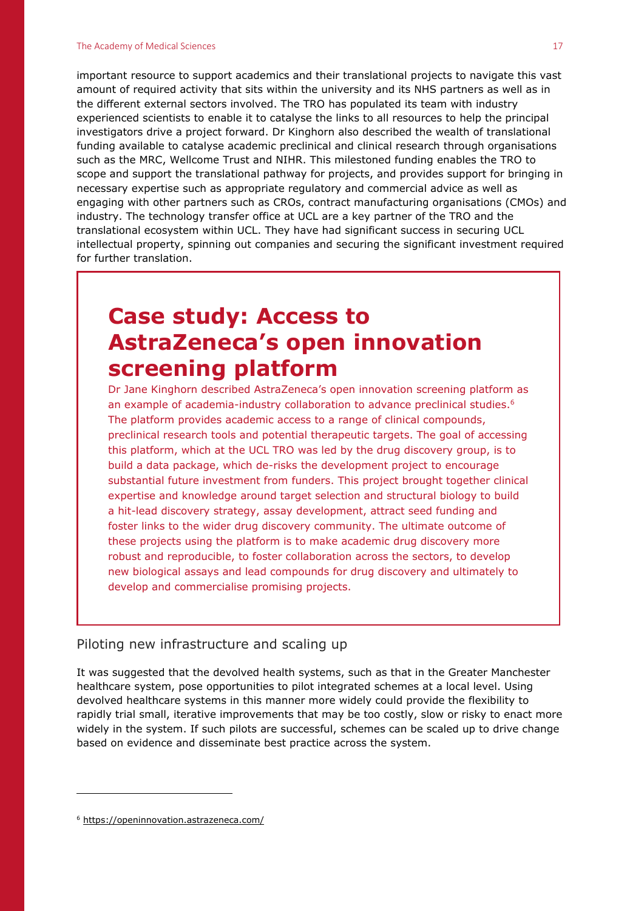important resource to support academics and their translational projects to navigate this vast amount of required activity that sits within the university and its NHS partners as well as in the different external sectors involved. The TRO has populated its team with industry experienced scientists to enable it to catalyse the links to all resources to help the principal investigators drive a project forward. Dr Kinghorn also described the wealth of translational funding available to catalyse academic preclinical and clinical research through organisations such as the MRC, Wellcome Trust and NIHR. This milestoned funding enables the TRO to scope and support the translational pathway for projects, and provides support for bringing in necessary expertise such as appropriate regulatory and commercial advice as well as engaging with other partners such as CROs, contract manufacturing organisations (CMOs) and industry. The technology transfer office at UCL are a key partner of the TRO and the translational ecosystem within UCL. They have had significant success in securing UCL intellectual property, spinning out companies and securing the significant investment required for further translation.

## Case study: Access to AstraZeneca's open innovation screening platform

Dr Jane Kinghorn described AstraZeneca's open innovation screening platform as an example of academia-industry collaboration to advance preclinical studies.[6] The platform provides academic access to a range of clinical compounds, preclinical research tools and potential therapeutic targets. The goal of accessing this platform, which at the UCL TRO was led by the drug discovery group, is to build a data package, which de-risks the development project to encourage substantial future investment from funders. This project brought together clinical expertise and knowledge around target selection and structural biology to build a hit-lead discovery strategy, assay development, attract seed funding and foster links to the wider drug discovery community. The ultimate outcome of these projects using the platform is to make academic drug discovery more robust and reproducible, to foster collaboration across the sectors, to develop new biological assays and lead compounds for drug discovery and ultimately to develop and commercialise promising projects.

### Piloting new infrastructure and scaling up

It was suggested that the devolved health systems, such as that in the Greater Manchester healthcare system, pose opportunities to pilot integrated schemes at a local level. Using devolved healthcare systems in this manner more widely could provide the flexibility to rapidly trial small, iterative improvements that may be too costly, slow or risky to enact more widely in the system. If such pilots are successful, schemes can be scaled up to drive change based on evidence and disseminate best practice across the system.

---

[6] https://openinnovation.astrazeneca.com/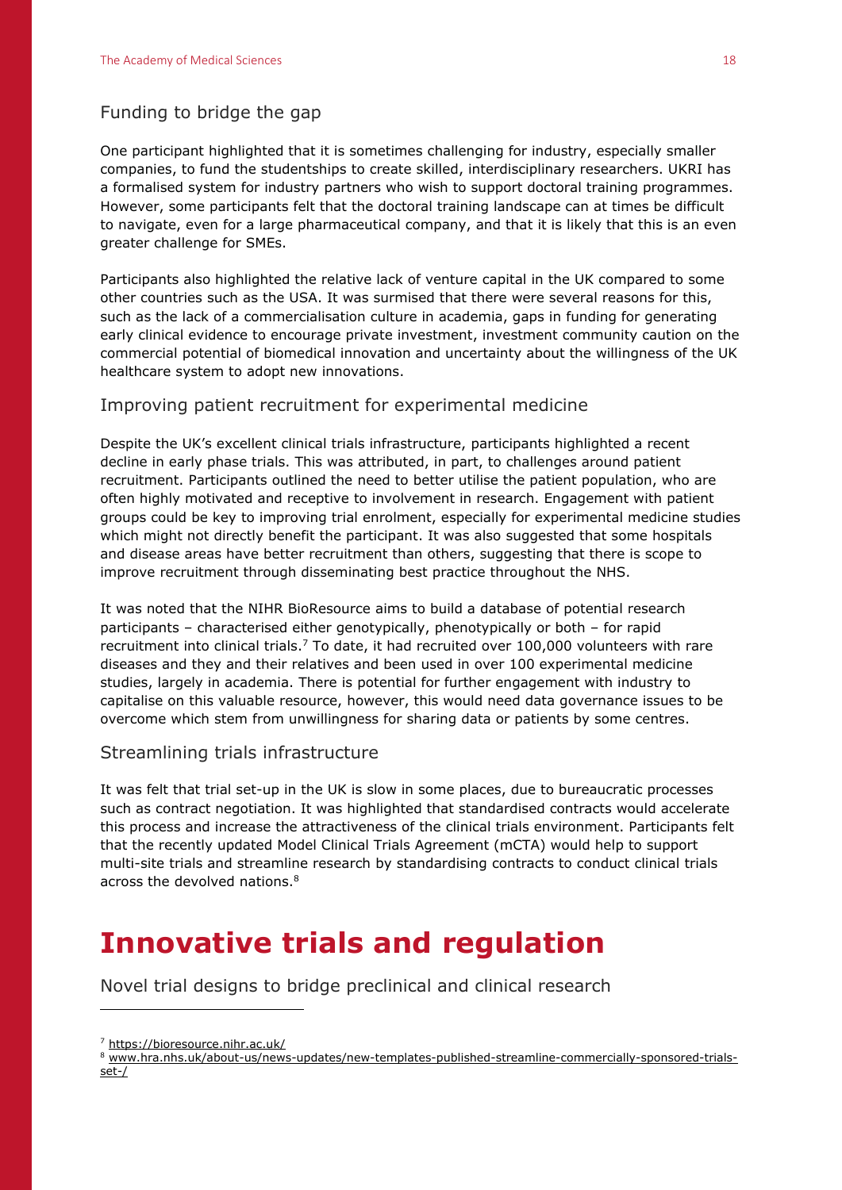### Funding to bridge the gap

One participant highlighted that it is sometimes challenging for industry, especially smaller companies, to fund the studentships to create skilled, interdisciplinary researchers. UKRI has a formalised system for industry partners who wish to support doctoral training programmes. However, some participants felt that the doctoral training landscape can at times be difficult to navigate, even for a large pharmaceutical company, and that it is likely that this is an even greater challenge for SMEs.

Participants also highlighted the relative lack of venture capital in the UK compared to some other countries such as the USA. It was surmised that there were several reasons for this, such as the lack of a commercialisation culture in academia, gaps in funding for generating early clinical evidence to encourage private investment, investment community caution on the commercial potential of biomedical innovation and uncertainty about the willingness of the UK healthcare system to adopt new innovations.

### Improving patient recruitment for experimental medicine

Despite the UK's excellent clinical trials infrastructure, participants highlighted a recent decline in early phase trials. This was attributed, in part, to challenges around patient recruitment. Participants outlined the need to better utilise the patient population, who are often highly motivated and receptive to involvement in research. Engagement with patient groups could be key to improving trial enrolment, especially for experimental medicine studies which might not directly benefit the participant. It was also suggested that some hospitals and disease areas have better recruitment than others, suggesting that there is scope to improve recruitment through disseminating best practice throughout the NHS.

It was noted that the NIHR BioResource aims to build a database of potential research participants – characterised either genotypically, phenotypically or both – for rapid recruitment into clinical trials.[7] To date, it had recruited over 100,000 volunteers with rare diseases and they and their relatives and been used in over 100 experimental medicine studies, largely in academia. There is potential for further engagement with industry to capitalise on this valuable resource, however, this would need data governance issues to be overcome which stem from unwillingness for sharing data or patients by some centres.

### Streamlining trials infrastructure

It was felt that trial set-up in the UK is slow in some places, due to bureaucratic processes such as contract negotiation. It was highlighted that standardised contracts would accelerate this process and increase the attractiveness of the clinical trials environment. Participants felt that the recently updated Model Clinical Trials Agreement (mCTA) would help to support multi-site trials and streamline research by standardising contracts to conduct clinical trials across the devolved nations.[8]

# Innovative trials and regulation

### Novel trial designs to bridge preclinical and clinical research

---

[7] https://bioresource.nihr.ac.uk/

[8] www.hra.nhs.uk/about-us/news-updates/new-templates-published-streamline-commercially-sponsored-trials-set-/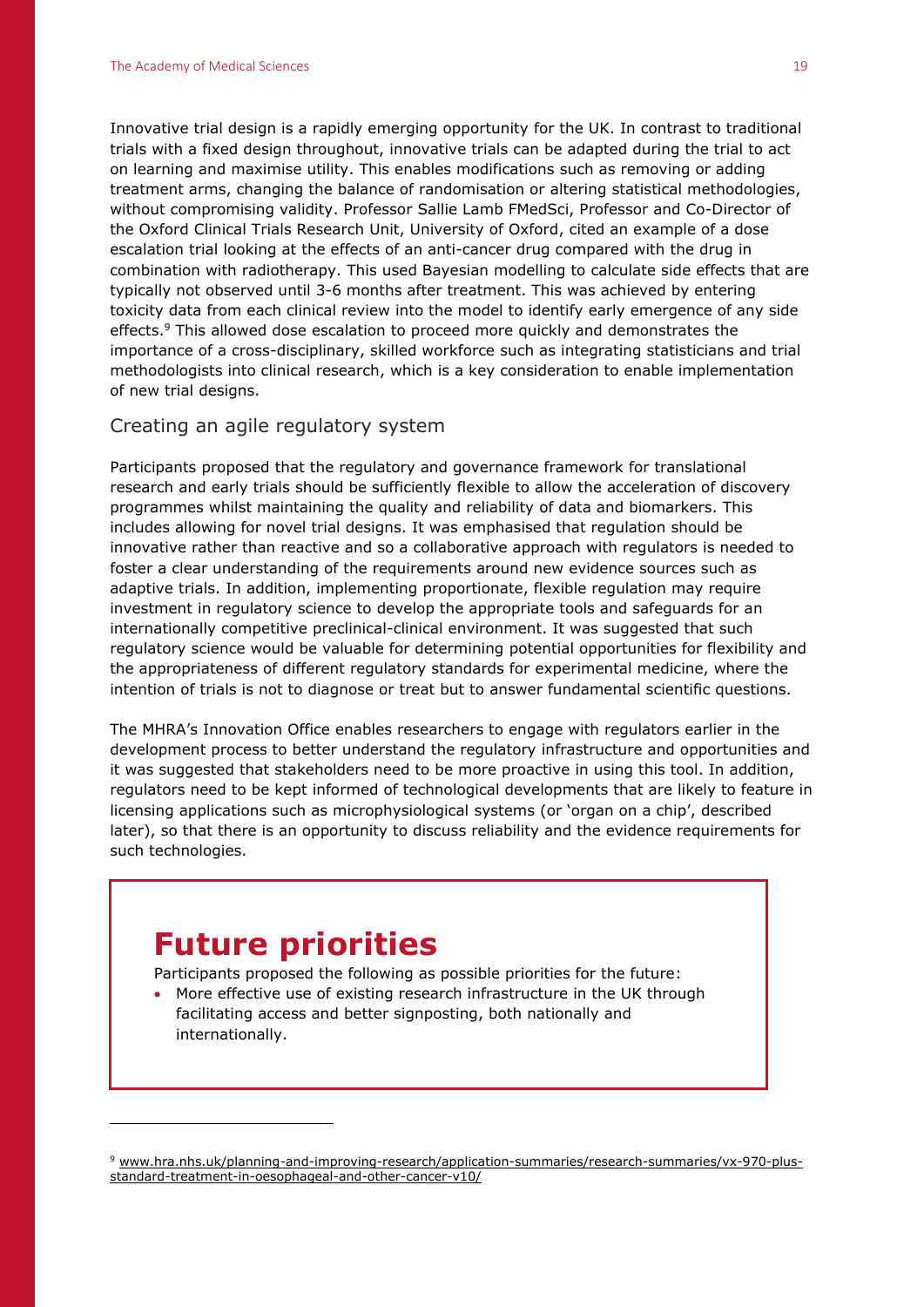Innovative trial design is a rapidly emerging opportunity for the UK. In contrast to traditional trials with a fixed design throughout, innovative trials can be adapted during the trial to act on learning and maximise utility. This enables modifications such as removing or adding treatment arms, changing the balance of randomisation or altering statistical methodologies, without compromising validity. Professor Sallie Lamb FMedSci, Professor and Co-Director of the Oxford Clinical Trials Research Unit, University of Oxford, cited an example of a dose escalation trial looking at the effects of an anti-cancer drug compared with the drug in combination with radiotherapy. This used Bayesian modelling to calculate side effects that are typically not observed until 3-6 months after treatment. This was achieved by entering toxicity data from each clinical review into the model to identify early emergence of any side effects.[9] This allowed dose escalation to proceed more quickly and demonstrates the importance of a cross-disciplinary, skilled workforce such as integrating statisticians and trial methodologists into clinical research, which is a key consideration to enable implementation of new trial designs.

## Creating an agile regulatory system

Participants proposed that the regulatory and governance framework for translational research and early trials should be sufficiently flexible to allow the acceleration of discovery programmes whilst maintaining the quality and reliability of data and biomarkers. This includes allowing for novel trial designs. It was emphasised that regulation should be innovative rather than reactive and so a collaborative approach with regulators is needed to foster a clear understanding of the requirements around new evidence sources such as adaptive trials. In addition, implementing proportionate, flexible regulation may require investment in regulatory science to develop the appropriate tools and safeguards for an internationally competitive preclinical-clinical environment. It was suggested that such regulatory science would be valuable for determining potential opportunities for flexibility and the appropriateness of different regulatory standards for experimental medicine, where the intention of trials is not to diagnose or treat but to answer fundamental scientific questions.

The MHRA's Innovation Office enables researchers to engage with regulators earlier in the development process to better understand the regulatory infrastructure and opportunities and it was suggested that stakeholders need to be more proactive in using this tool. In addition, regulators need to be kept informed of technological developments that are likely to feature in licensing applications such as microphysiological systems (or 'organ on a chip', described later), so that there is an opportunity to discuss reliability and the evidence requirements for such technologies.

# Future priorities

Participants proposed the following as possible priorities for the future:

- More effective use of existing research infrastructure in the UK through facilitating access and better signposting, both nationally and internationally.

---

[9] www.hra.nhs.uk/planning-and-improving-research/application-summaries/research-summaries/vx-970-plus-standard-treatment-in-oesophageal-and-other-cancer-v10/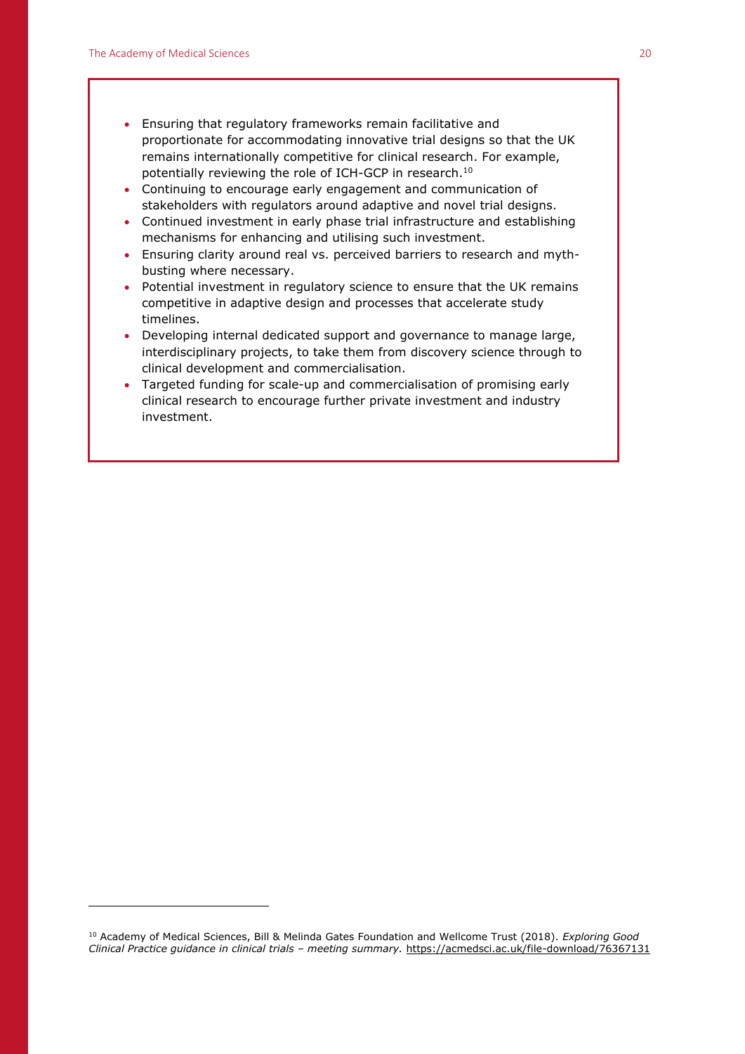- Ensuring that regulatory frameworks remain facilitative and proportionate for accommodating innovative trial designs so that the UK remains internationally competitive for clinical research. For example, potentially reviewing the role of ICH-GCP in research.[10]
- Continuing to encourage early engagement and communication of stakeholders with regulators around adaptive and novel trial designs.
- Continued investment in early phase trial infrastructure and establishing mechanisms for enhancing and utilising such investment.
- Ensuring clarity around real vs. perceived barriers to research and myth-busting where necessary.
- Potential investment in regulatory science to ensure that the UK remains competitive in adaptive design and processes that accelerate study timelines.
- Developing internal dedicated support and governance to manage large, interdisciplinary projects, to take them from discovery science through to clinical development and commercialisation.
- Targeted funding for scale-up and commercialisation of promising early clinical research to encourage further private investment and industry investment.

---

[10] Academy of Medical Sciences, Bill & Melinda Gates Foundation and Wellcome Trust (2018). *Exploring Good Clinical Practice guidance in clinical trials – meeting summary*. https://acmedsci.ac.uk/file-download/76367131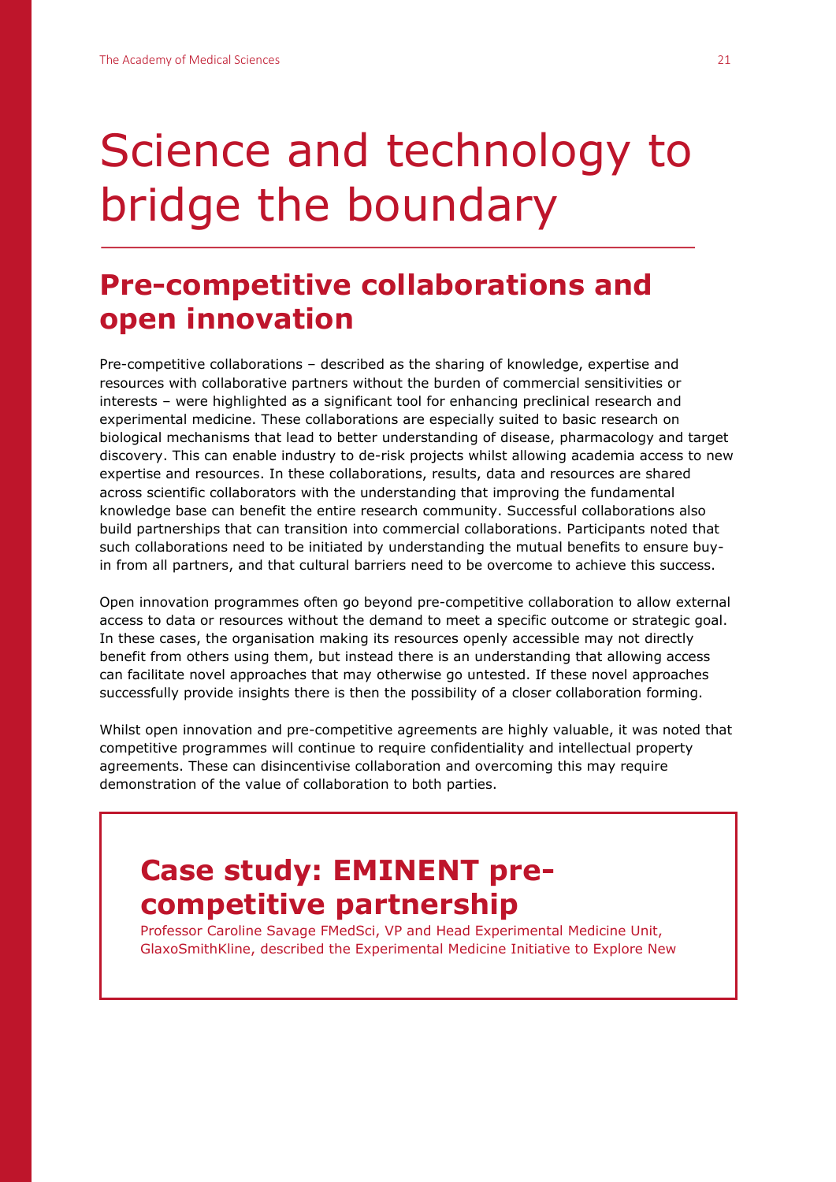# Science and technology to bridge the boundary

## Pre-competitive collaborations and open innovation

Pre-competitive collaborations – described as the sharing of knowledge, expertise and resources with collaborative partners without the burden of commercial sensitivities or interests – were highlighted as a significant tool for enhancing preclinical research and experimental medicine. These collaborations are especially suited to basic research on biological mechanisms that lead to better understanding of disease, pharmacology and target discovery. This can enable industry to de-risk projects whilst allowing academia access to new expertise and resources. In these collaborations, results, data and resources are shared across scientific collaborators with the understanding that improving the fundamental knowledge base can benefit the entire research community. Successful collaborations also build partnerships that can transition into commercial collaborations. Participants noted that such collaborations need to be initiated by understanding the mutual benefits to ensure buy-in from all partners, and that cultural barriers need to be overcome to achieve this success.

Open innovation programmes often go beyond pre-competitive collaboration to allow external access to data or resources without the demand to meet a specific outcome or strategic goal. In these cases, the organisation making its resources openly accessible may not directly benefit from others using them, but instead there is an understanding that allowing access can facilitate novel approaches that may otherwise go untested. If these novel approaches successfully provide insights there is then the possibility of a closer collaboration forming.

Whilst open innovation and pre-competitive agreements are highly valuable, it was noted that competitive programmes will continue to require confidentiality and intellectual property agreements. These can disincentivise collaboration and overcoming this may require demonstration of the value of collaboration to both parties.

### Case study: EMINENT pre-competitive partnership

Professor Caroline Savage FMedSci, VP and Head Experimental Medicine Unit, GlaxoSmithKline, described the Experimental Medicine Initiative to Explore New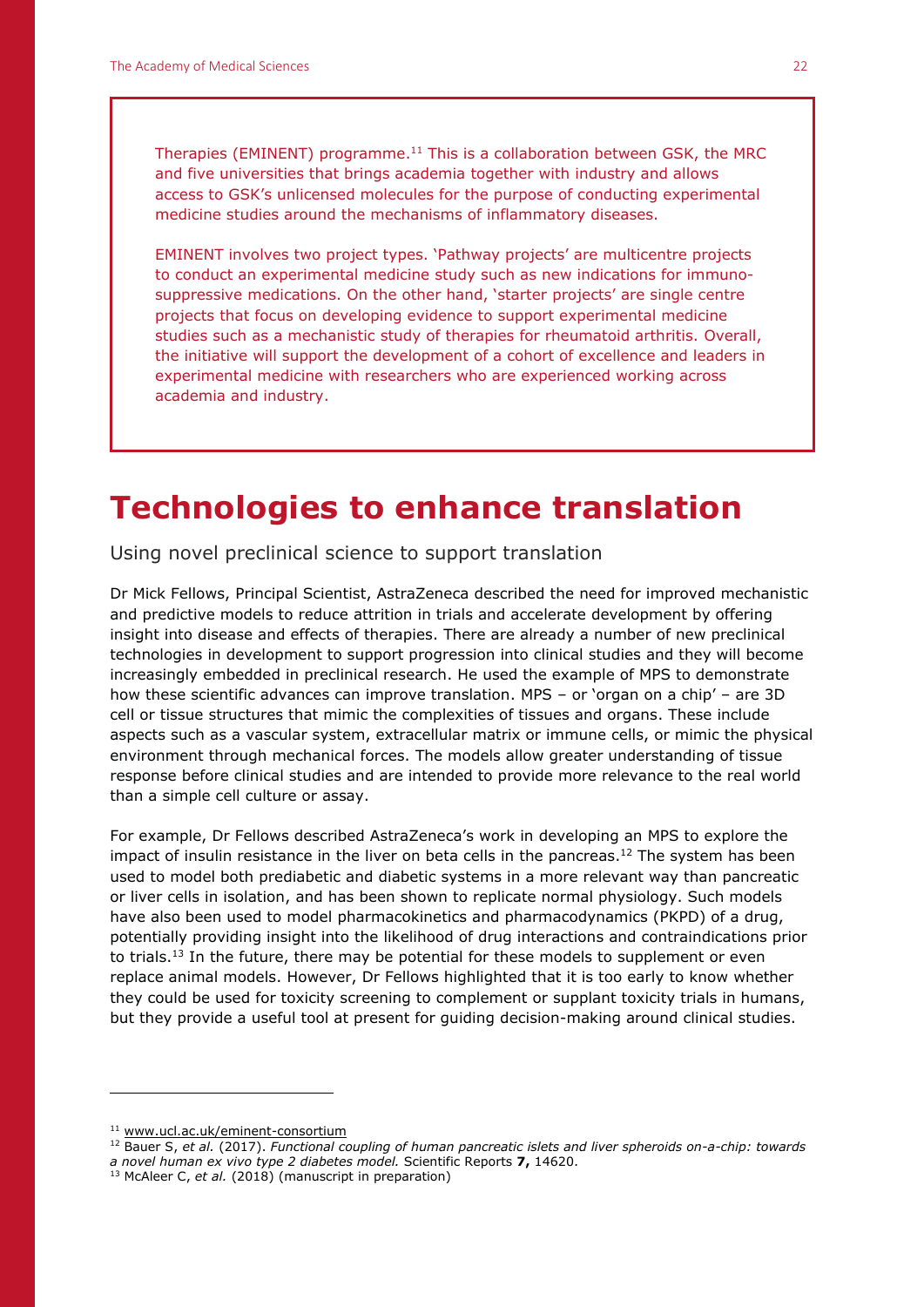Therapies (EMINENT) programme.[11] This is a collaboration between GSK, the MRC and five universities that brings academia together with industry and allows access to GSK's unlicensed molecules for the purpose of conducting experimental medicine studies around the mechanisms of inflammatory diseases.

EMINENT involves two project types. 'Pathway projects' are multicentre projects to conduct an experimental medicine study such as new indications for immunosuppressive medications. On the other hand, 'starter projects' are single centre projects that focus on developing evidence to support experimental medicine studies such as a mechanistic study of therapies for rheumatoid arthritis. Overall, the initiative will support the development of a cohort of excellence and leaders in experimental medicine with researchers who are experienced working across academia and industry.

# Technologies to enhance translation

## Using novel preclinical science to support translation

Dr Mick Fellows, Principal Scientist, AstraZeneca described the need for improved mechanistic and predictive models to reduce attrition in trials and accelerate development by offering insight into disease and effects of therapies. There are already a number of new preclinical technologies in development to support progression into clinical studies and they will become increasingly embedded in preclinical research. He used the example of MPS to demonstrate how these scientific advances can improve translation. MPS – or 'organ on a chip' – are 3D cell or tissue structures that mimic the complexities of tissues and organs. These include aspects such as a vascular system, extracellular matrix or immune cells, or mimic the physical environment through mechanical forces. The models allow greater understanding of tissue response before clinical studies and are intended to provide more relevance to the real world than a simple cell culture or assay.

For example, Dr Fellows described AstraZeneca's work in developing an MPS to explore the impact of insulin resistance in the liver on beta cells in the pancreas.[12] The system has been used to model both prediabetic and diabetic systems in a more relevant way than pancreatic or liver cells in isolation, and has been shown to replicate normal physiology. Such models have also been used to model pharmacokinetics and pharmacodynamics (PKPD) of a drug, potentially providing insight into the likelihood of drug interactions and contraindications prior to trials.[13] In the future, there may be potential for these models to supplement or even replace animal models. However, Dr Fellows highlighted that it is too early to know whether they could be used for toxicity screening to complement or supplant toxicity trials in humans, but they provide a useful tool at present for guiding decision-making around clinical studies.

---

[11] www.ucl.ac.uk/eminent-consortium

[12] Bauer S, *et al.* (2017). *Functional coupling of human pancreatic islets and liver spheroids on-a-chip: towards a novel human ex vivo type 2 diabetes model.* Scientific Reports **7,** 14620.

[13] McAleer C, *et al.* (2018) (manuscript in preparation)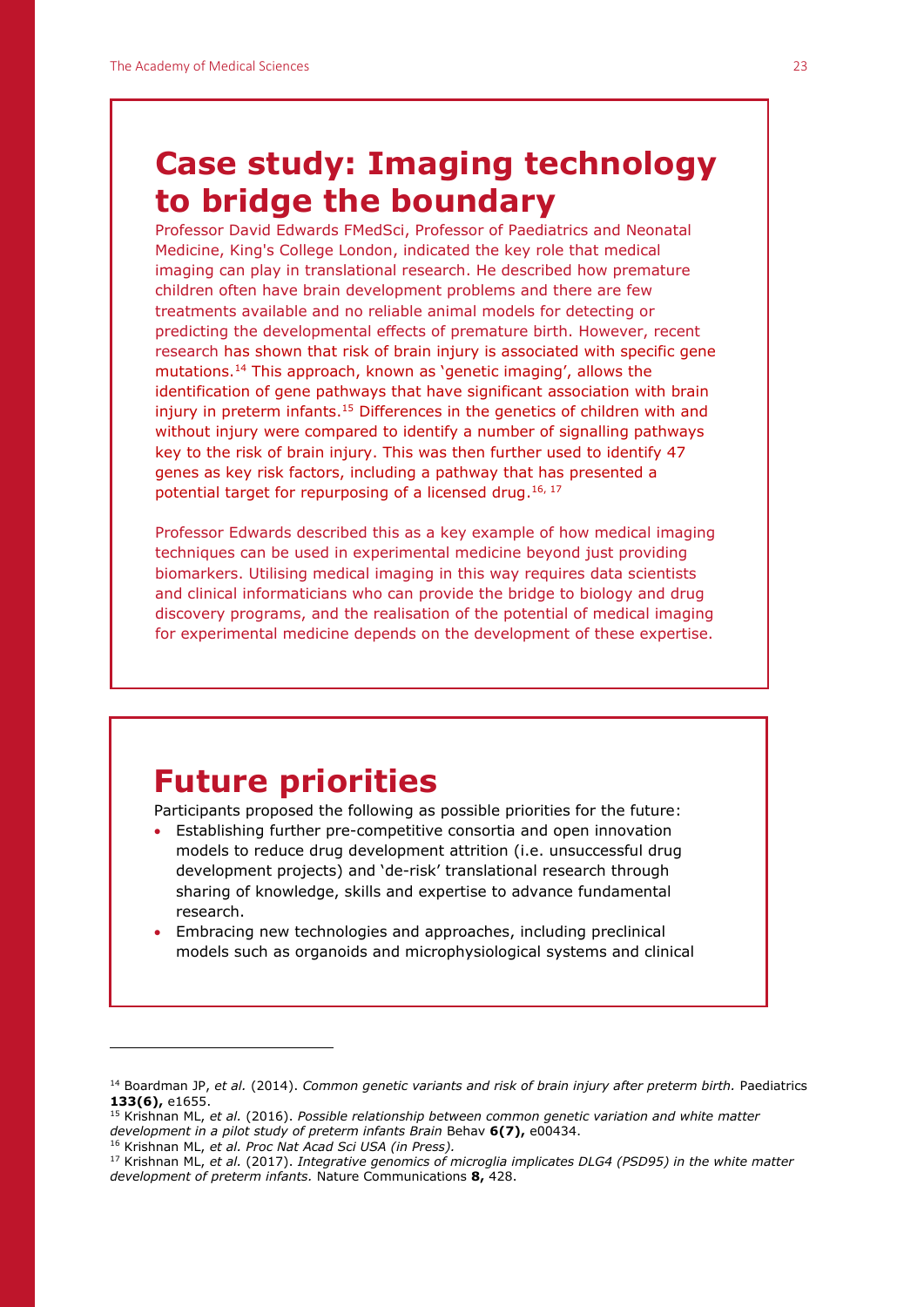# Case study: Imaging technology to bridge the boundary

Professor David Edwards FMedSci, Professor of Paediatrics and Neonatal Medicine, King's College London, indicated the key role that medical imaging can play in translational research. He described how premature children often have brain development problems and there are few treatments available and no reliable animal models for detecting or predicting the developmental effects of premature birth. However, recent research has shown that risk of brain injury is associated with specific gene mutations.[14] This approach, known as 'genetic imaging', allows the identification of gene pathways that have significant association with brain injury in preterm infants.[15] Differences in the genetics of children with and without injury were compared to identify a number of signalling pathways key to the risk of brain injury. This was then further used to identify 47 genes as key risk factors, including a pathway that has presented a potential target for repurposing of a licensed drug.[16, 17]

Professor Edwards described this as a key example of how medical imaging techniques can be used in experimental medicine beyond just providing biomarkers. Utilising medical imaging in this way requires data scientists and clinical informaticians who can provide the bridge to biology and drug discovery programs, and the realisation of the potential of medical imaging for experimental medicine depends on the development of these expertise.

# Future priorities

Participants proposed the following as possible priorities for the future:

- Establishing further pre-competitive consortia and open innovation models to reduce drug development attrition (i.e. unsuccessful drug development projects) and 'de-risk' translational research through sharing of knowledge, skills and expertise to advance fundamental research.
- Embracing new technologies and approaches, including preclinical models such as organoids and microphysiological systems and clinical

---

[14] Boardman JP, *et al.* (2014). *Common genetic variants and risk of brain injury after preterm birth.* Paediatrics **133(6),** e1655.

[15] Krishnan ML, *et al.* (2016). *Possible relationship between common genetic variation and white matter development in a pilot study of preterm infants Brain* Behav **6(7),** e00434.

[16] Krishnan ML, *et al. Proc Nat Acad Sci USA (in Press).*

[17] Krishnan ML, *et al.* (2017). *Integrative genomics of microglia implicates DLG4 (PSD95) in the white matter development of preterm infants.* Nature Communications **8,** 428.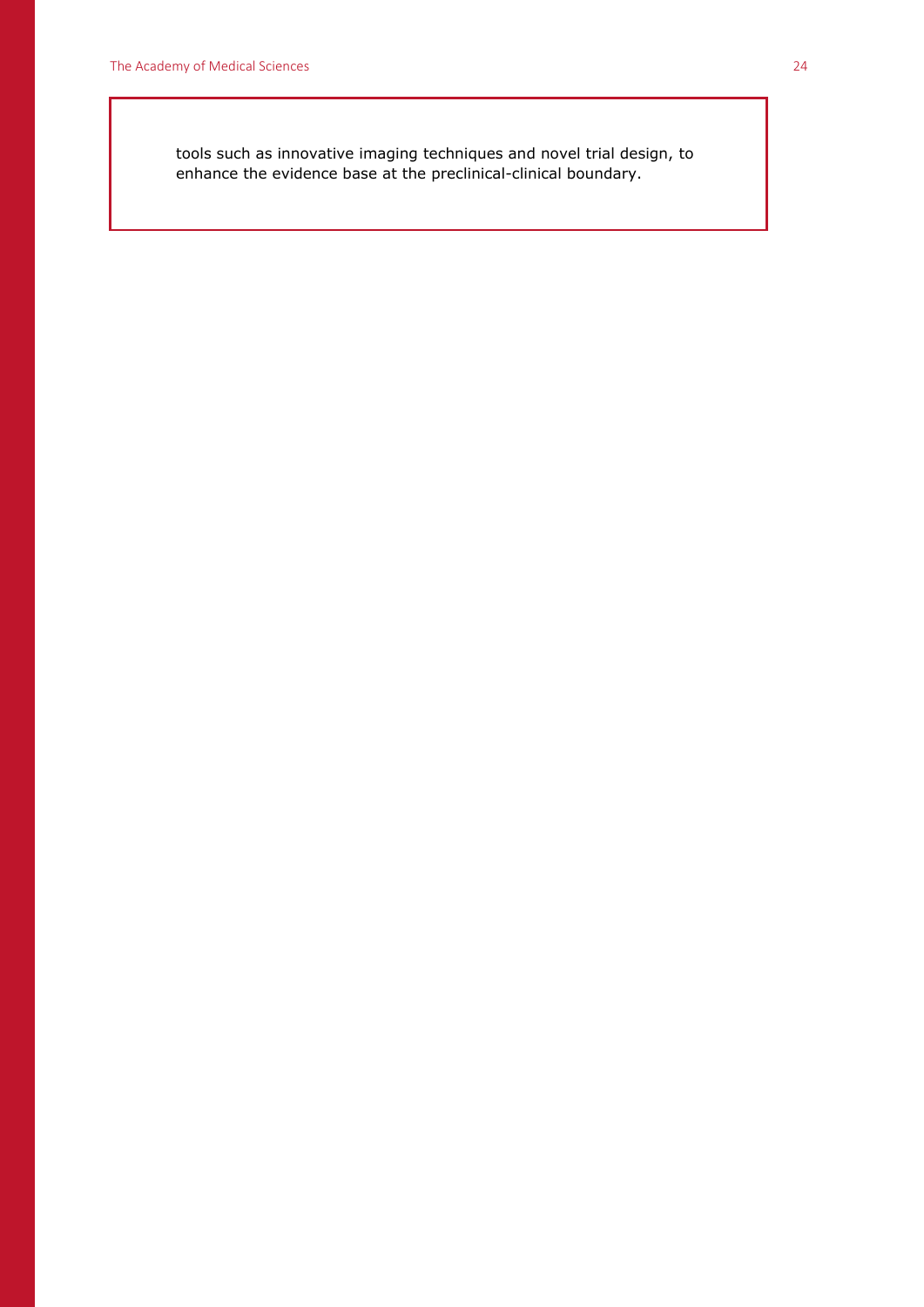tools such as innovative imaging techniques and novel trial design, to enhance the evidence base at the preclinical-clinical boundary.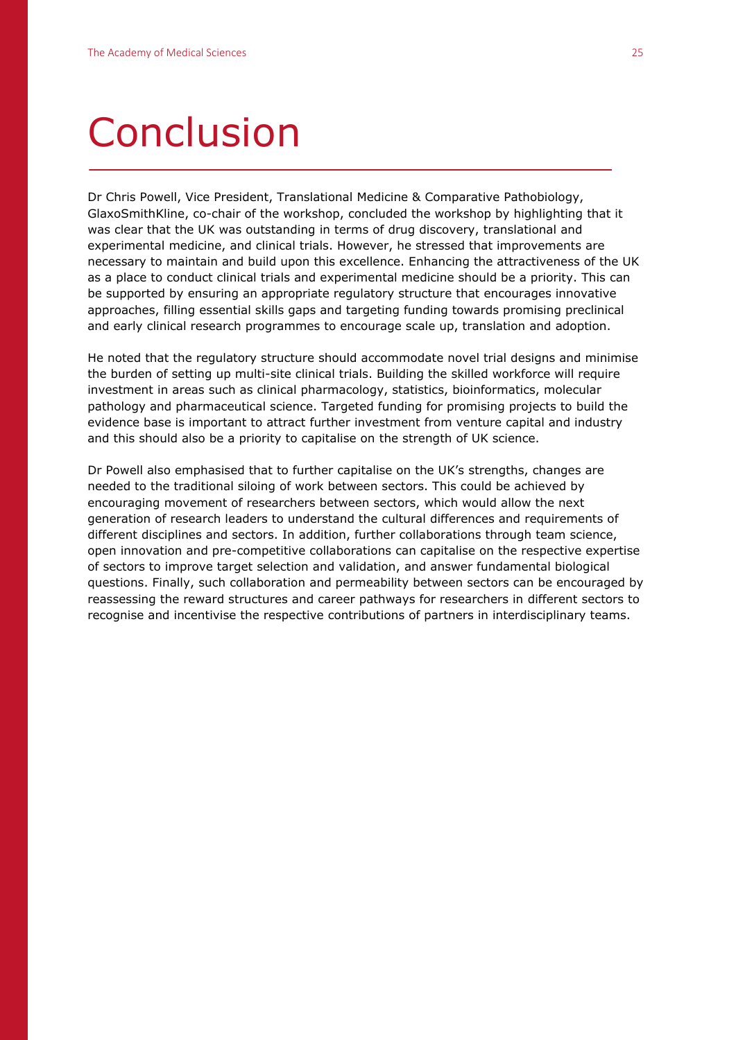# Conclusion

Dr Chris Powell, Vice President, Translational Medicine & Comparative Pathobiology, GlaxoSmithKline, co-chair of the workshop, concluded the workshop by highlighting that it was clear that the UK was outstanding in terms of drug discovery, translational and experimental medicine, and clinical trials. However, he stressed that improvements are necessary to maintain and build upon this excellence. Enhancing the attractiveness of the UK as a place to conduct clinical trials and experimental medicine should be a priority. This can be supported by ensuring an appropriate regulatory structure that encourages innovative approaches, filling essential skills gaps and targeting funding towards promising preclinical and early clinical research programmes to encourage scale up, translation and adoption.

He noted that the regulatory structure should accommodate novel trial designs and minimise the burden of setting up multi-site clinical trials. Building the skilled workforce will require investment in areas such as clinical pharmacology, statistics, bioinformatics, molecular pathology and pharmaceutical science. Targeted funding for promising projects to build the evidence base is important to attract further investment from venture capital and industry and this should also be a priority to capitalise on the strength of UK science.

Dr Powell also emphasised that to further capitalise on the UK's strengths, changes are needed to the traditional siloing of work between sectors. This could be achieved by encouraging movement of researchers between sectors, which would allow the next generation of research leaders to understand the cultural differences and requirements of different disciplines and sectors. In addition, further collaborations through team science, open innovation and pre-competitive collaborations can capitalise on the respective expertise of sectors to improve target selection and validation, and answer fundamental biological questions. Finally, such collaboration and permeability between sectors can be encouraged by reassessing the reward structures and career pathways for researchers in different sectors to recognise and incentivise the respective contributions of partners in interdisciplinary teams.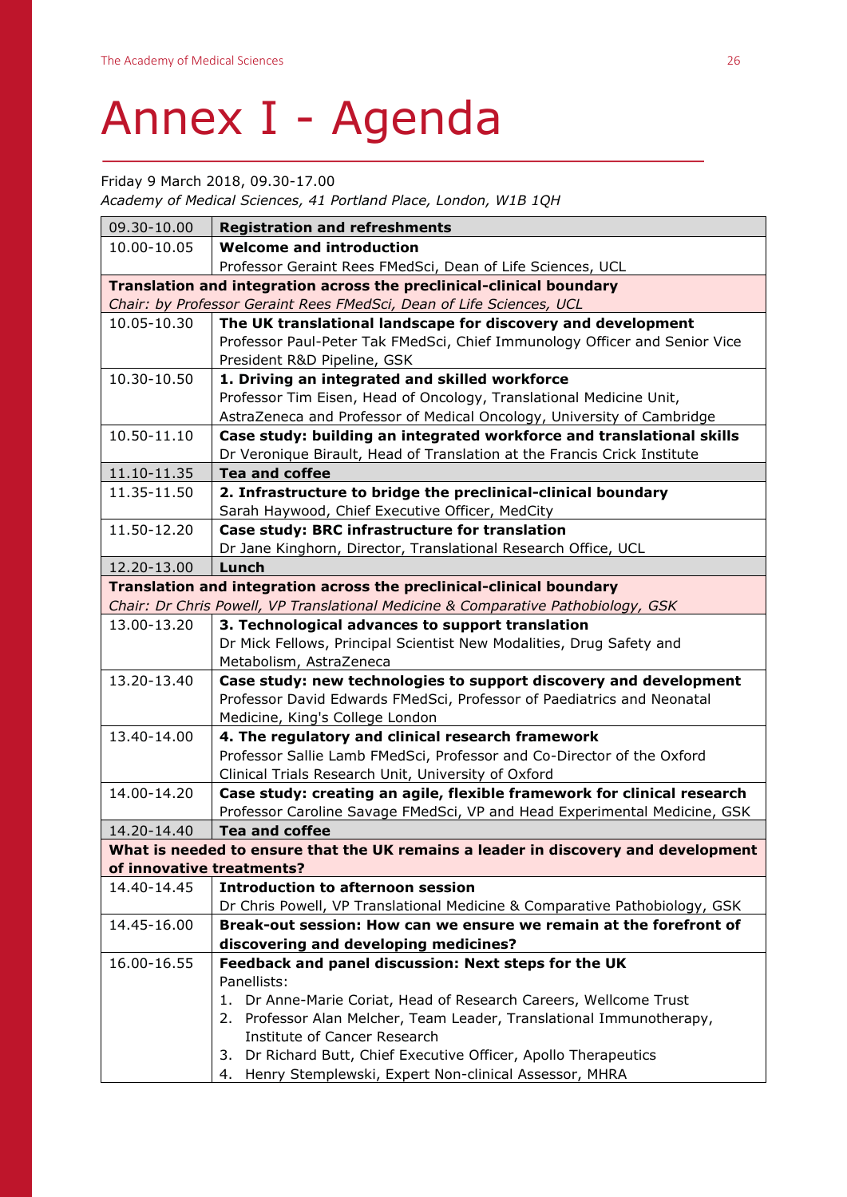# Annex I - Agenda

Friday 9 March 2018, 09.30-17.00

*Academy of Medical Sciences, 41 Portland Place, London, W1B 1QH*

| | |
|---|---|
| 09.30-10.00 | **Registration and refreshments** |
| 10.00-10.05 | **Welcome and introduction**<br>Professor Geraint Rees FMedSci, Dean of Life Sciences, UCL |
| **Translation and integration across the preclinical-clinical boundary**<br>*Chair: by Professor Geraint Rees FMedSci, Dean of Life Sciences, UCL* | |
| 10.05-10.30 | **The UK translational landscape for discovery and development**<br>Professor Paul-Peter Tak FMedSci, Chief Immunology Officer and Senior Vice President R&D Pipeline, GSK |
| 10.30-10.50 | **1. Driving an integrated and skilled workforce**<br>Professor Tim Eisen, Head of Oncology, Translational Medicine Unit, AstraZeneca and Professor of Medical Oncology, University of Cambridge |
| 10.50-11.10 | **Case study: building an integrated workforce and translational skills**<br>Dr Veronique Birault, Head of Translation at the Francis Crick Institute |
| 11.10-11.35 | **Tea and coffee** |
| 11.35-11.50 | **2. Infrastructure to bridge the preclinical-clinical boundary**<br>Sarah Haywood, Chief Executive Officer, MedCity |
| 11.50-12.20 | **Case study: BRC infrastructure for translation**<br>Dr Jane Kinghorn, Director, Translational Research Office, UCL |
| 12.20-13.00 | **Lunch** |
| **Translation and integration across the preclinical-clinical boundary**<br>*Chair: Dr Chris Powell, VP Translational Medicine & Comparative Pathobiology, GSK* | |
| 13.00-13.20 | **3. Technological advances to support translation**<br>Dr Mick Fellows, Principal Scientist New Modalities, Drug Safety and Metabolism, AstraZeneca |
| 13.20-13.40 | **Case study: new technologies to support discovery and development**<br>Professor David Edwards FMedSci, Professor of Paediatrics and Neonatal Medicine, King's College London |
| 13.40-14.00 | **4. The regulatory and clinical research framework**<br>Professor Sallie Lamb FMedSci, Professor and Co-Director of the Oxford Clinical Trials Research Unit, University of Oxford |
| 14.00-14.20 | **Case study: creating an agile, flexible framework for clinical research**<br>Professor Caroline Savage FMedSci, VP and Head Experimental Medicine, GSK |
| 14.20-14.40 | **Tea and coffee** |
| **What is needed to ensure that the UK remains a leader in discovery and development of innovative treatments?** | |
| 14.40-14.45 | **Introduction to afternoon session**<br>Dr Chris Powell, VP Translational Medicine & Comparative Pathobiology, GSK |
| 14.45-16.00 | **Break-out session: How can we ensure we remain at the forefront of discovering and developing medicines?** |
| 16.00-16.55 | **Feedback and panel discussion: Next steps for the UK**<br>Panellists:<br>1. Dr Anne-Marie Coriat, Head of Research Careers, Wellcome Trust<br>2. Professor Alan Melcher, Team Leader, Translational Immunotherapy, Institute of Cancer Research<br>3. Dr Richard Butt, Chief Executive Officer, Apollo Therapeutics<br>4. Henry Stemplewski, Expert Non-clinical Assessor, MHRA |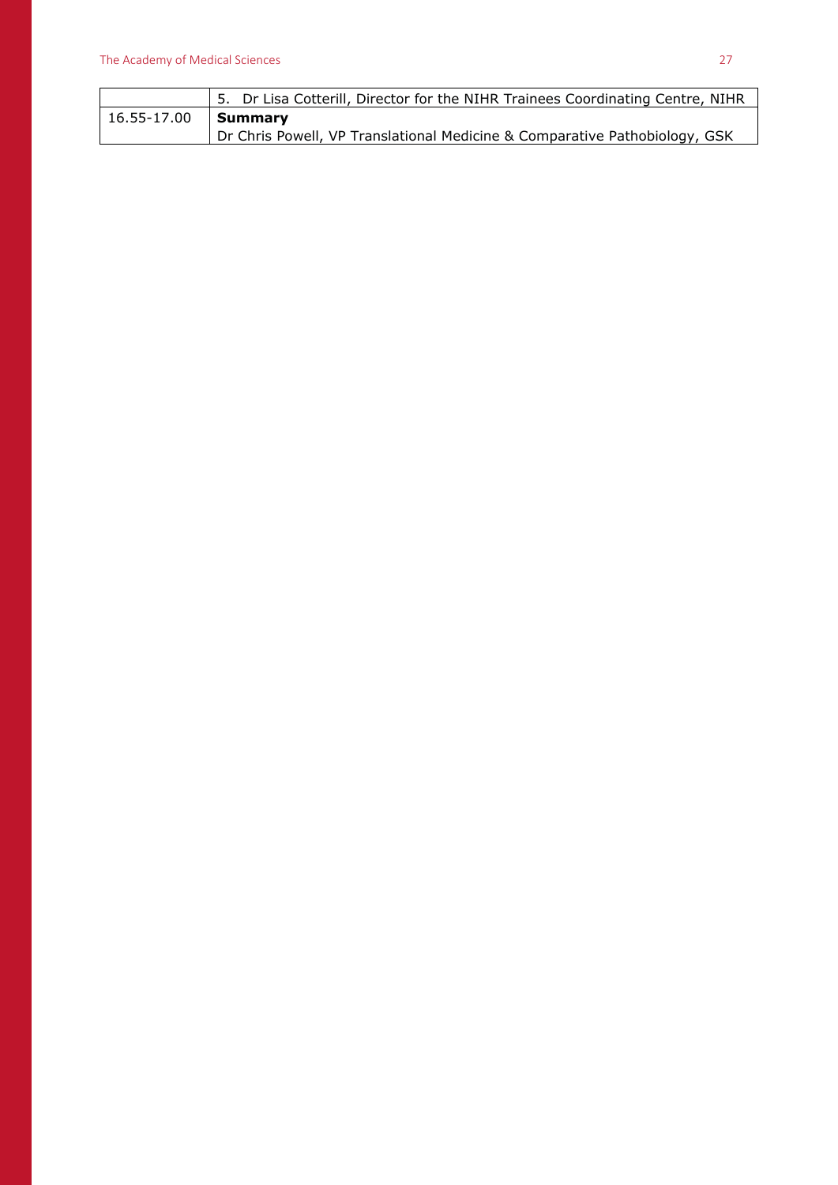| | |
|---|---|
| | 5. Dr Lisa Cotterill, Director for the NIHR Trainees Coordinating Centre, NIHR |
| 16.55-17.00 | **Summary**<br>Dr Chris Powell, VP Translational Medicine & Comparative Pathobiology, GSK |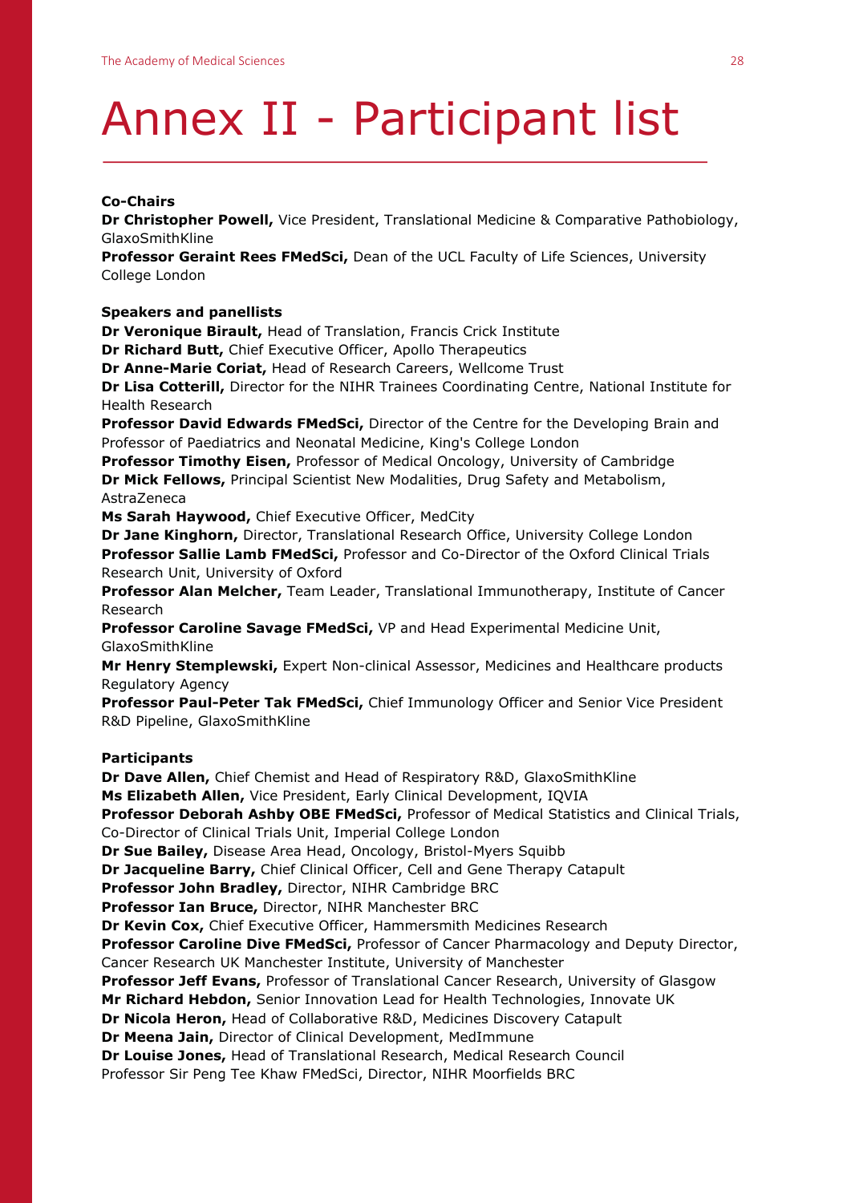# Annex II - Participant list

**Co-Chairs**
**Dr Christopher Powell,** Vice President, Translational Medicine & Comparative Pathobiology, GlaxoSmithKline
**Professor Geraint Rees FMedSci,** Dean of the UCL Faculty of Life Sciences, University College London

**Speakers and panellists**
**Dr Veronique Birault,** Head of Translation, Francis Crick Institute
**Dr Richard Butt,** Chief Executive Officer, Apollo Therapeutics
**Dr Anne-Marie Coriat,** Head of Research Careers, Wellcome Trust
**Dr Lisa Cotterill,** Director for the NIHR Trainees Coordinating Centre, National Institute for Health Research
**Professor David Edwards FMedSci,** Director of the Centre for the Developing Brain and Professor of Paediatrics and Neonatal Medicine, King's College London
**Professor Timothy Eisen,** Professor of Medical Oncology, University of Cambridge
**Dr Mick Fellows,** Principal Scientist New Modalities, Drug Safety and Metabolism, AstraZeneca
**Ms Sarah Haywood,** Chief Executive Officer, MedCity
**Dr Jane Kinghorn,** Director, Translational Research Office, University College London
**Professor Sallie Lamb FMedSci,** Professor and Co-Director of the Oxford Clinical Trials Research Unit, University of Oxford
**Professor Alan Melcher,** Team Leader, Translational Immunotherapy, Institute of Cancer Research
**Professor Caroline Savage FMedSci,** VP and Head Experimental Medicine Unit, GlaxoSmithKline
**Mr Henry Stemplewski,** Expert Non-clinical Assessor, Medicines and Healthcare products Regulatory Agency
**Professor Paul-Peter Tak FMedSci,** Chief Immunology Officer and Senior Vice President R&D Pipeline, GlaxoSmithKline

**Participants**
**Dr Dave Allen,** Chief Chemist and Head of Respiratory R&D, GlaxoSmithKline
**Ms Elizabeth Allen,** Vice President, Early Clinical Development, IQVIA
**Professor Deborah Ashby OBE FMedSci,** Professor of Medical Statistics and Clinical Trials, Co-Director of Clinical Trials Unit, Imperial College London
**Dr Sue Bailey,** Disease Area Head, Oncology, Bristol-Myers Squibb
**Dr Jacqueline Barry,** Chief Clinical Officer, Cell and Gene Therapy Catapult
**Professor John Bradley,** Director, NIHR Cambridge BRC
**Professor Ian Bruce,** Director, NIHR Manchester BRC
**Dr Kevin Cox,** Chief Executive Officer, Hammersmith Medicines Research
**Professor Caroline Dive FMedSci,** Professor of Cancer Pharmacology and Deputy Director, Cancer Research UK Manchester Institute, University of Manchester
**Professor Jeff Evans,** Professor of Translational Cancer Research, University of Glasgow
**Mr Richard Hebdon,** Senior Innovation Lead for Health Technologies, Innovate UK
**Dr Nicola Heron,** Head of Collaborative R&D, Medicines Discovery Catapult
**Dr Meena Jain,** Director of Clinical Development, MedImmune
**Dr Louise Jones,** Head of Translational Research, Medical Research Council
Professor Sir Peng Tee Khaw FMedSci, Director, NIHR Moorfields BRC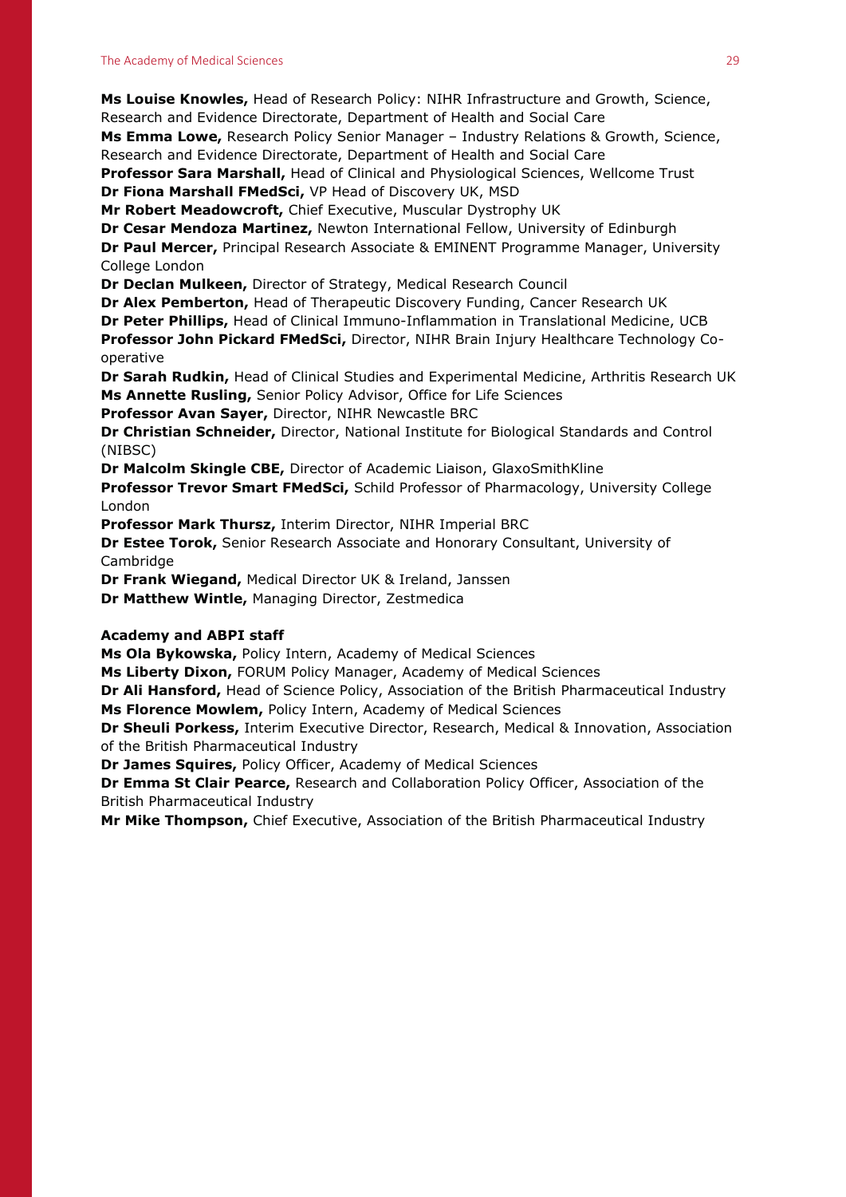**Ms Louise Knowles,** Head of Research Policy: NIHR Infrastructure and Growth, Science, Research and Evidence Directorate, Department of Health and Social Care
**Ms Emma Lowe,** Research Policy Senior Manager – Industry Relations & Growth, Science, Research and Evidence Directorate, Department of Health and Social Care
**Professor Sara Marshall,** Head of Clinical and Physiological Sciences, Wellcome Trust
**Dr Fiona Marshall FMedSci,** VP Head of Discovery UK, MSD
**Mr Robert Meadowcroft,** Chief Executive, Muscular Dystrophy UK
**Dr Cesar Mendoza Martinez,** Newton International Fellow, University of Edinburgh
**Dr Paul Mercer,** Principal Research Associate & EMINENT Programme Manager, University College London
**Dr Declan Mulkeen,** Director of Strategy, Medical Research Council
**Dr Alex Pemberton,** Head of Therapeutic Discovery Funding, Cancer Research UK
**Dr Peter Phillips,** Head of Clinical Immuno-Inflammation in Translational Medicine, UCB
**Professor John Pickard FMedSci,** Director, NIHR Brain Injury Healthcare Technology Co-operative
**Dr Sarah Rudkin,** Head of Clinical Studies and Experimental Medicine, Arthritis Research UK
**Ms Annette Rusling,** Senior Policy Advisor, Office for Life Sciences
**Professor Avan Sayer,** Director, NIHR Newcastle BRC
**Dr Christian Schneider,** Director, National Institute for Biological Standards and Control (NIBSC)
**Dr Malcolm Skingle CBE,** Director of Academic Liaison, GlaxoSmithKline
**Professor Trevor Smart FMedSci,** Schild Professor of Pharmacology, University College London
**Professor Mark Thursz,** Interim Director, NIHR Imperial BRC
**Dr Estee Torok,** Senior Research Associate and Honorary Consultant, University of Cambridge
**Dr Frank Wiegand,** Medical Director UK & Ireland, Janssen
**Dr Matthew Wintle,** Managing Director, Zestmedica

**Academy and ABPI staff**

**Ms Ola Bykowska,** Policy Intern, Academy of Medical Sciences
**Ms Liberty Dixon,** FORUM Policy Manager, Academy of Medical Sciences
**Dr Ali Hansford,** Head of Science Policy, Association of the British Pharmaceutical Industry
**Ms Florence Mowlem,** Policy Intern, Academy of Medical Sciences
**Dr Sheuli Porkess,** Interim Executive Director, Research, Medical & Innovation, Association of the British Pharmaceutical Industry
**Dr James Squires,** Policy Officer, Academy of Medical Sciences
**Dr Emma St Clair Pearce,** Research and Collaboration Policy Officer, Association of the British Pharmaceutical Industry
**Mr Mike Thompson,** Chief Executive, Association of the British Pharmaceutical Industry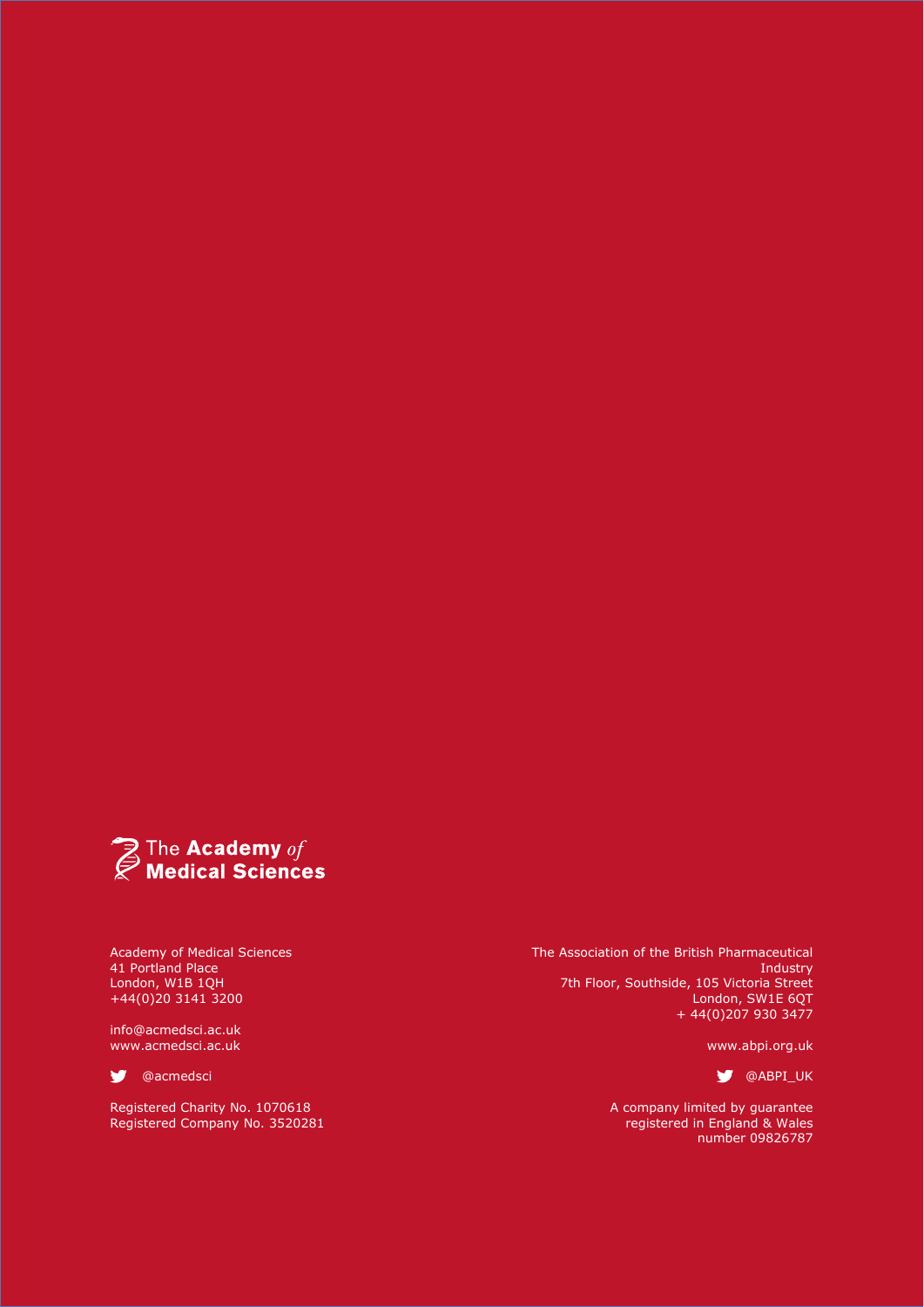The **Academy** *of* **Medical Sciences**

Academy of Medical Sciences
41 Portland Place
London, W1B 1QH
+44(0)20 3141 3200

info@acmedsci.ac.uk
www.acmedsci.ac.uk

@acmedsci

Registered Charity No. 1070618
Registered Company No. 3520281

The Association of the British Pharmaceutical Industry
7th Floor, Southside, 105 Victoria Street
London, SW1E 6QT
+ 44(0)207 930 3477

www.abpi.org.uk

@ABPI_UK

A company limited by guarantee
registered in England & Wales
number 09826787